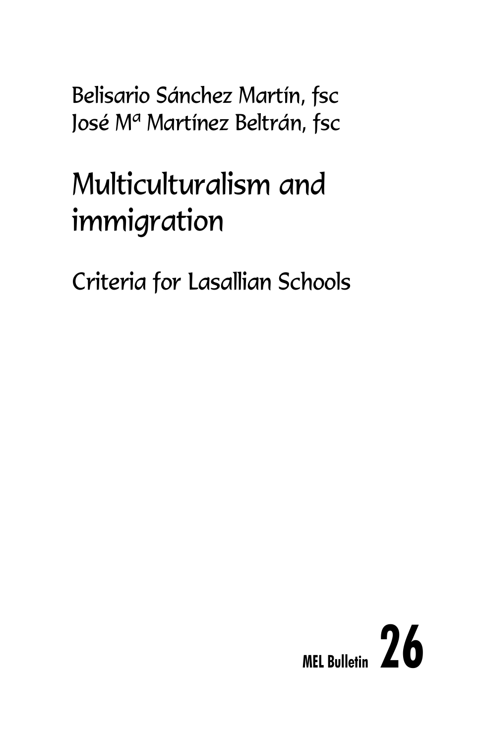Belisario Sánchez Martín, fsc
José Mª Martínez Beltrán, fsc

# Multiculturalism and immigration

## Criteria for Lasallian Schools

**MEL Bulletin 26**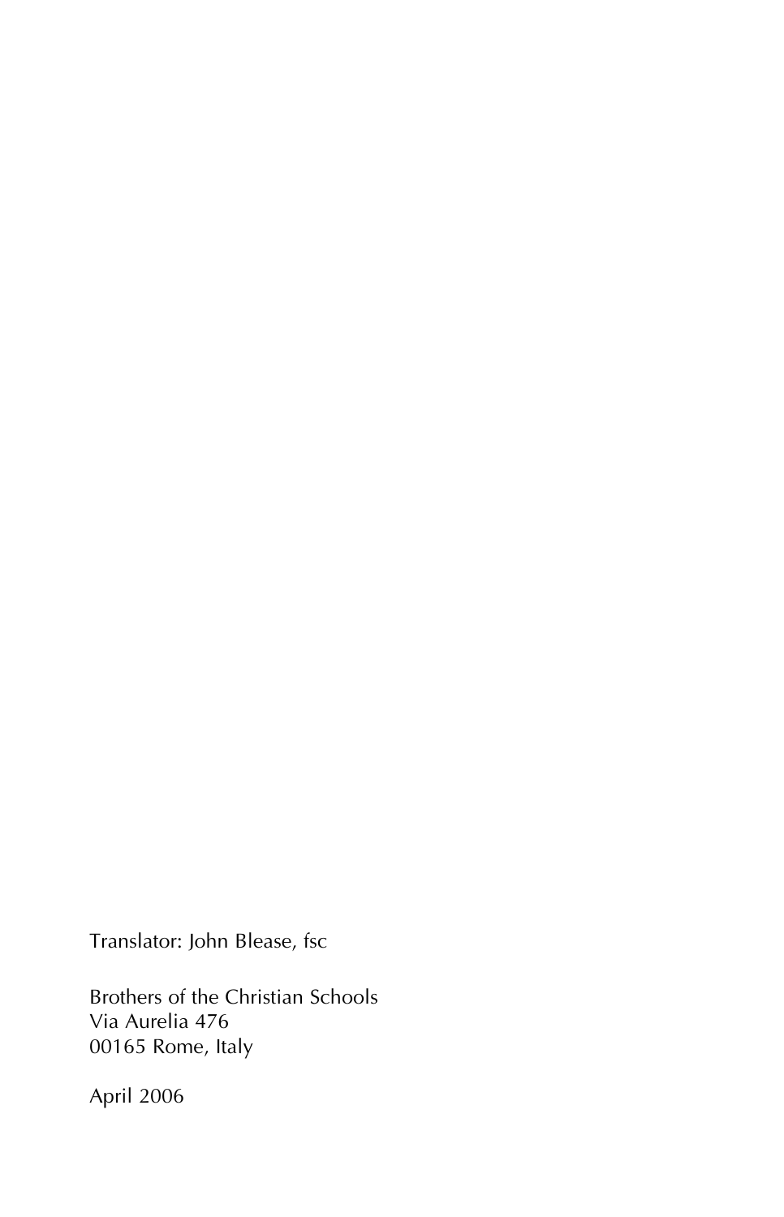Translator: John Blease, fsc

Brothers of the Christian Schools
Via Aurelia 476
00165 Rome, Italy

April 2006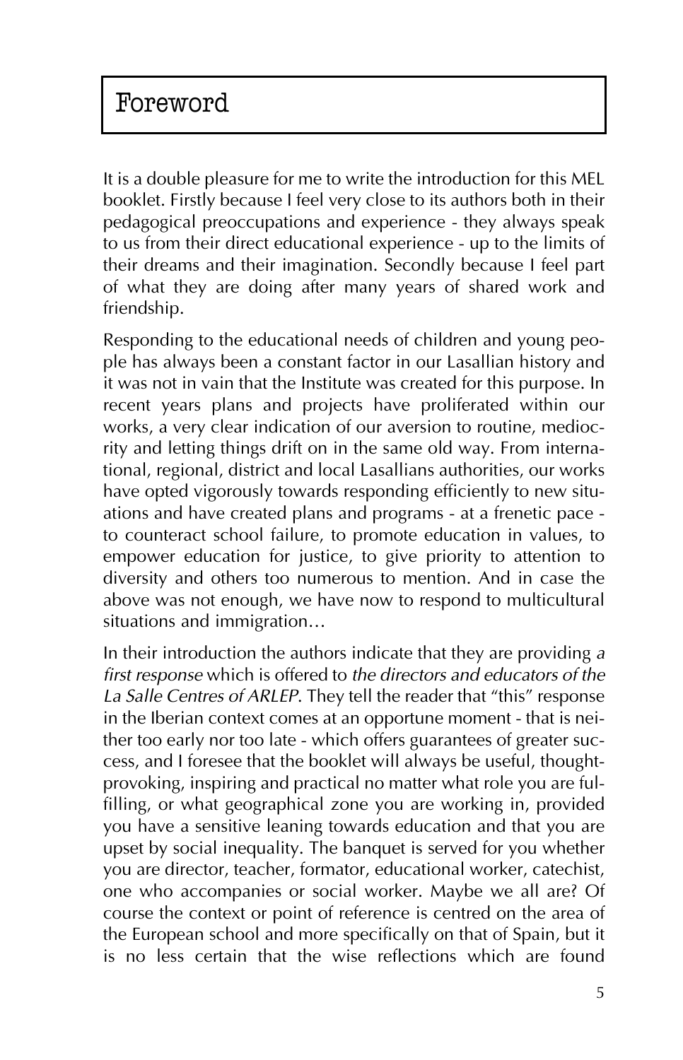# Foreword

It is a double pleasure for me to write the introduction for this MEL booklet. Firstly because I feel very close to its authors both in their pedagogical preoccupations and experience - they always speak to us from their direct educational experience - up to the limits of their dreams and their imagination. Secondly because I feel part of what they are doing after many years of shared work and friendship.

Responding to the educational needs of children and young people has always been a constant factor in our Lasallian history and it was not in vain that the Institute was created for this purpose. In recent years plans and projects have proliferated within our works, a very clear indication of our aversion to routine, mediocrity and letting things drift on in the same old way. From international, regional, district and local Lasallians authorities, our works have opted vigorously towards responding efficiently to new situations and have created plans and programs - at a frenetic pace - to counteract school failure, to promote education in values, to empower education for justice, to give priority to attention to diversity and others too numerous to mention. And in case the above was not enough, we have now to respond to multicultural situations and immigration…

In their introduction the authors indicate that they are providing *a first response* which is offered to *the directors and educators of the La Salle Centres of ARLEP*. They tell the reader that "this" response in the Iberian context comes at an opportune moment - that is neither too early nor too late - which offers guarantees of greater success, and I foresee that the booklet will always be useful, thought-provoking, inspiring and practical no matter what role you are fulfilling, or what geographical zone you are working in, provided you have a sensitive leaning towards education and that you are upset by social inequality. The banquet is served for you whether you are director, teacher, formator, educational worker, catechist, one who accompanies or social worker. Maybe we all are? Of course the context or point of reference is centred on the area of the European school and more specifically on that of Spain, but it is no less certain that the wise reflections which are found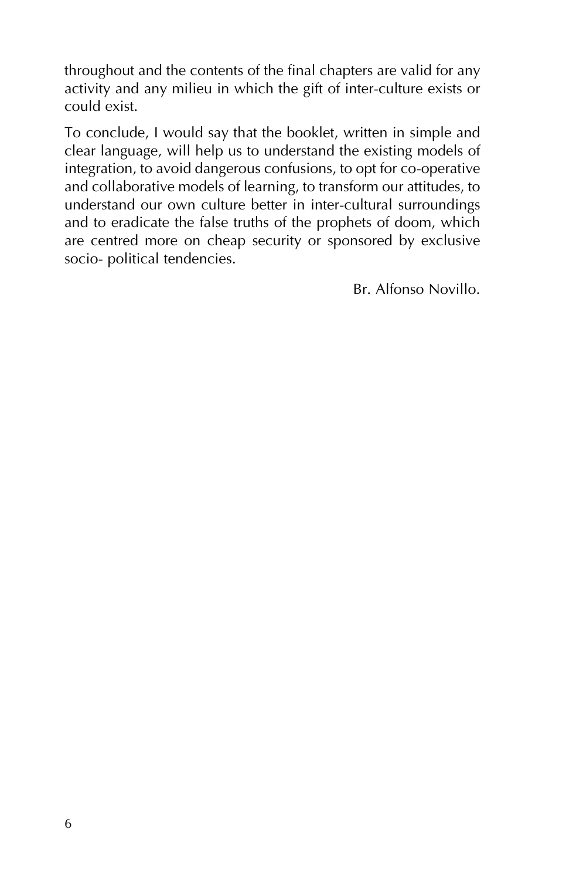throughout and the contents of the final chapters are valid for any activity and any milieu in which the gift of inter-culture exists or could exist.

To conclude, I would say that the booklet, written in simple and clear language, will help us to understand the existing models of integration, to avoid dangerous confusions, to opt for co-operative and collaborative models of learning, to transform our attitudes, to understand our own culture better in inter-cultural surroundings and to eradicate the false truths of the prophets of doom, which are centred more on cheap security or sponsored by exclusive socio- political tendencies.

Br. Alfonso Novillo.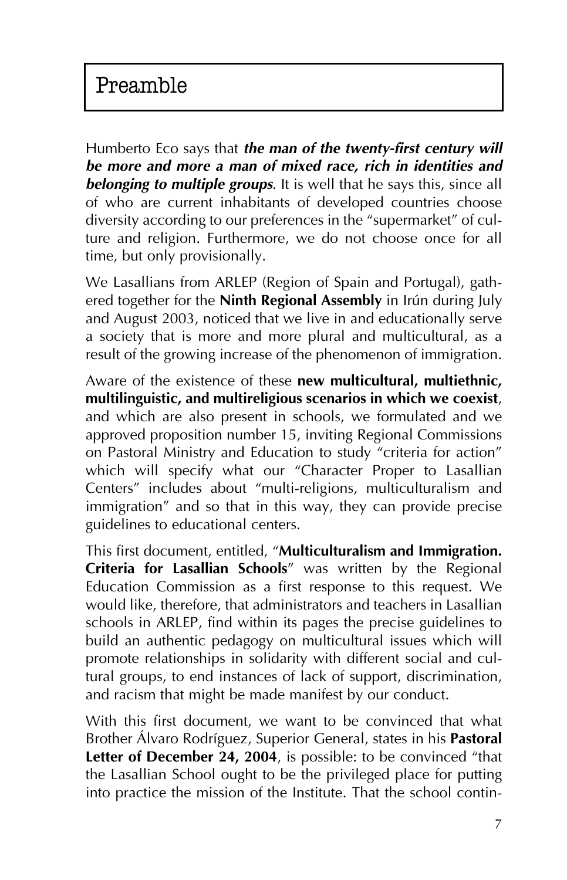# Preamble

Humberto Eco says that ***the man of the twenty-first century will be more and more a man of mixed race, rich in identities and belonging to multiple groups***. It is well that he says this, since all of who are current inhabitants of developed countries choose diversity according to our preferences in the "supermarket" of culture and religion. Furthermore, we do not choose once for all time, but only provisionally.

We Lasallians from ARLEP (Region of Spain and Portugal), gathered together for the **Ninth Regional Assembly** in Irún during July and August 2003, noticed that we live in and educationally serve a society that is more and more plural and multicultural, as a result of the growing increase of the phenomenon of immigration.

Aware of the existence of these **new multicultural, multiethnic, multilinguistic, and multireligious scenarios in which we coexist**, and which are also present in schools, we formulated and we approved proposition number 15, inviting Regional Commissions on Pastoral Ministry and Education to study "criteria for action" which will specify what our "Character Proper to Lasallian Centers" includes about "multi-religions, multiculturalism and immigration" and so that in this way, they can provide precise guidelines to educational centers.

This first document, entitled, "**Multiculturalism and Immigration. Criteria for Lasallian Schools**" was written by the Regional Education Commission as a first response to this request. We would like, therefore, that administrators and teachers in Lasallian schools in ARLEP, find within its pages the precise guidelines to build an authentic pedagogy on multicultural issues which will promote relationships in solidarity with different social and cultural groups, to end instances of lack of support, discrimination, and racism that might be made manifest by our conduct.

With this first document, we want to be convinced that what Brother Álvaro Rodríguez, Superior General, states in his **Pastoral Letter of December 24, 2004**, is possible: to be convinced "that the Lasallian School ought to be the privileged place for putting into practice the mission of the Institute. That the school contin-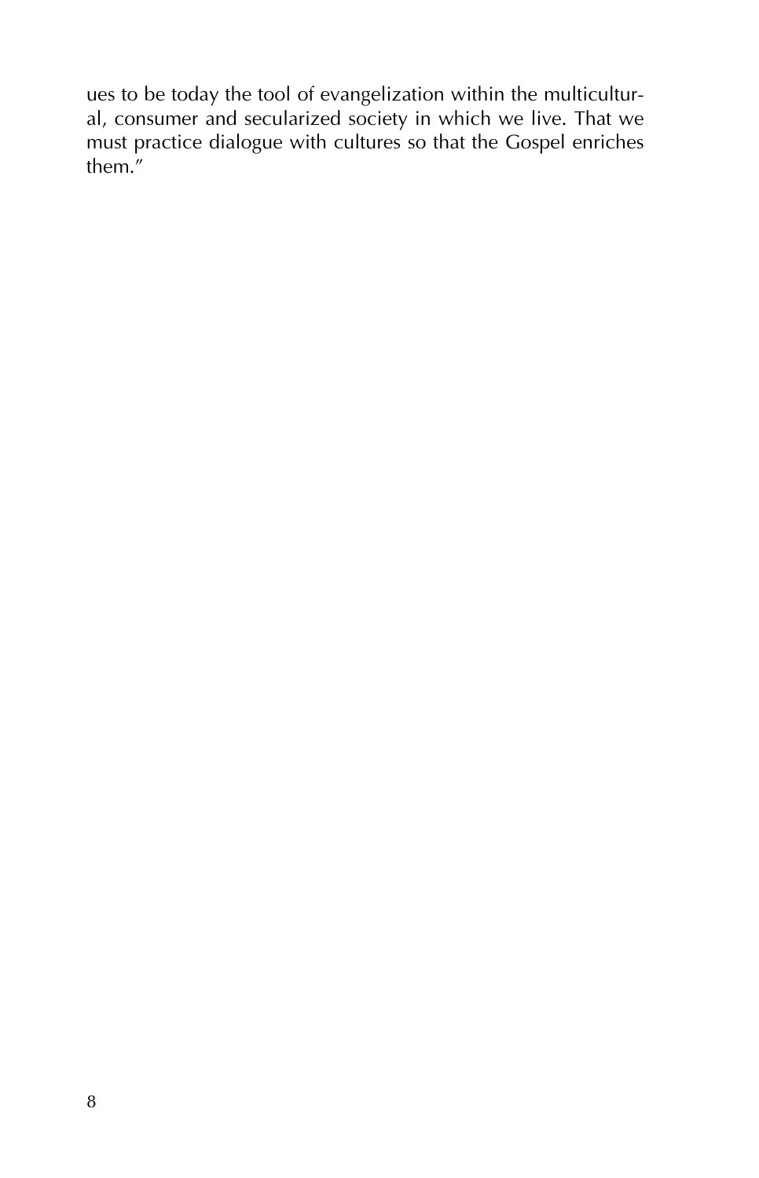ues to be today the tool of evangelization within the multicultural, consumer and secularized society in which we live. That we must practice dialogue with cultures so that the Gospel enriches them."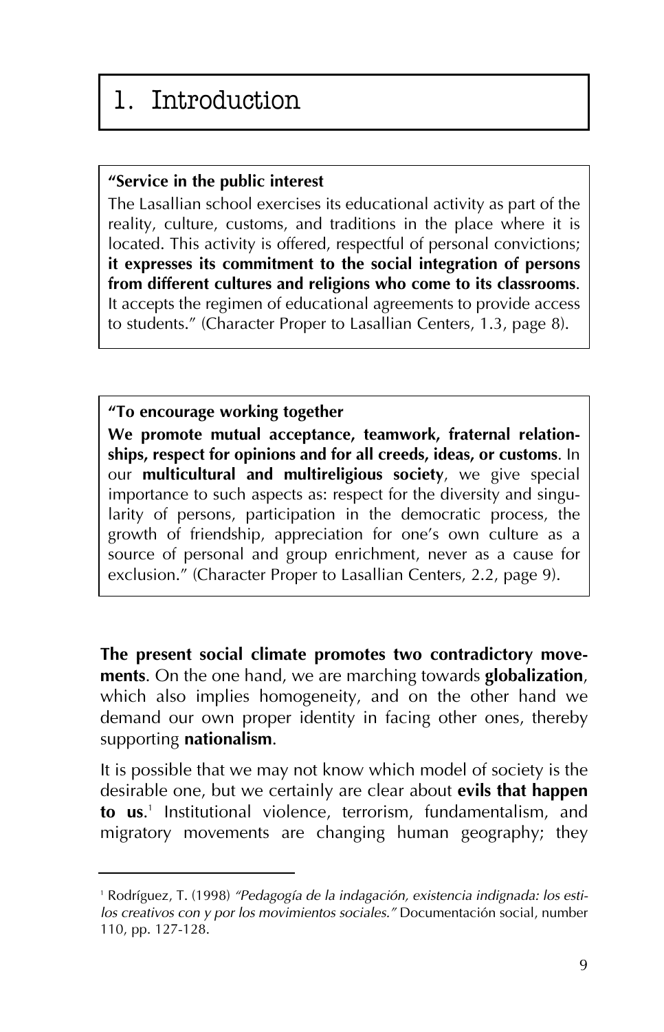# 1. Introduction

> **"Service in the public interest**
>
> The Lasallian school exercises its educational activity as part of the reality, culture, customs, and traditions in the place where it is located. This activity is offered, respectful of personal convictions; **it expresses its commitment to the social integration of persons from different cultures and religions who come to its classrooms**. It accepts the regimen of educational agreements to provide access to students." (Character Proper to Lasallian Centers, 1.3, page 8).

> **"To encourage working together**
>
> **We promote mutual acceptance, teamwork, fraternal relationships, respect for opinions and for all creeds, ideas, or customs**. In our **multicultural and multireligious society**, we give special importance to such aspects as: respect for the diversity and singularity of persons, participation in the democratic process, the growth of friendship, appreciation for one's own culture as a source of personal and group enrichment, never as a cause for exclusion." (Character Proper to Lasallian Centers, 2.2, page 9).

**The present social climate promotes two contradictory movements**. On the one hand, we are marching towards **globalization**, which also implies homogeneity, and on the other hand we demand our own proper identity in facing other ones, thereby supporting **nationalism**.

It is possible that we may not know which model of society is the desirable one, but we certainly are clear about **evils that happen to us**.[1] Institutional violence, terrorism, fundamentalism, and migratory movements are changing human geography; they

---

[1] Rodríguez, T. (1998) *"Pedagogía de la indagación, existencia indignada: los estilos creativos con y por los movimientos sociales."* Documentación social, number 110, pp. 127-128.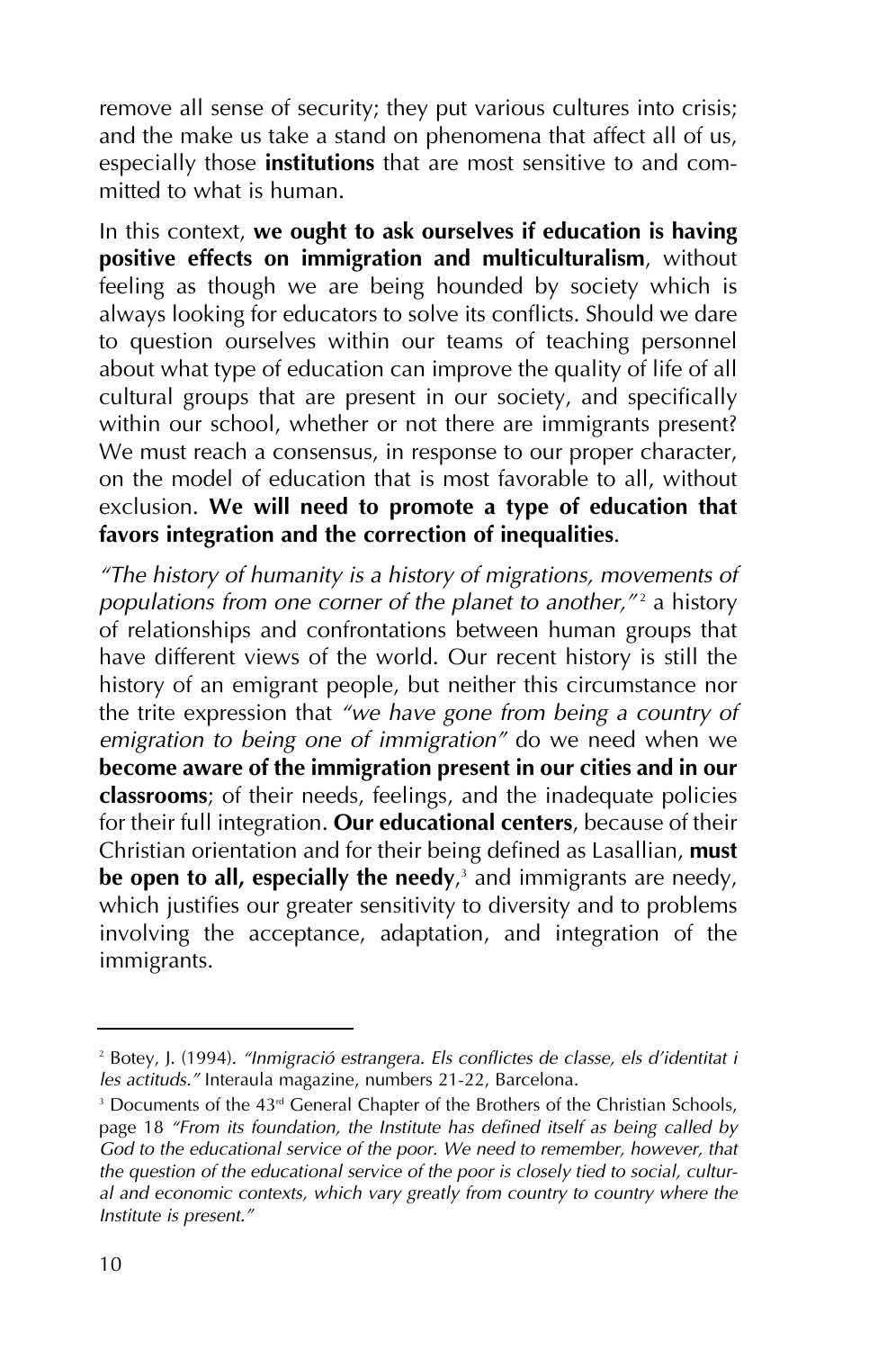remove all sense of security; they put various cultures into crisis; and the make us take a stand on phenomena that affect all of us, especially those **institutions** that are most sensitive to and committed to what is human.

In this context, **we ought to ask ourselves if education is having positive effects on immigration and multiculturalism**, without feeling as though we are being hounded by society which is always looking for educators to solve its conflicts. Should we dare to question ourselves within our teams of teaching personnel about what type of education can improve the quality of life of all cultural groups that are present in our society, and specifically within our school, whether or not there are immigrants present? We must reach a consensus, in response to our proper character, on the model of education that is most favorable to all, without exclusion. **We will need to promote a type of education that favors integration and the correction of inequalities**.

*"The history of humanity is a history of migrations, movements of populations from one corner of the planet to another,"*[2] a history of relationships and confrontations between human groups that have different views of the world. Our recent history is still the history of an emigrant people, but neither this circumstance nor the trite expression that *"we have gone from being a country of emigration to being one of immigration"* do we need when we **become aware of the immigration present in our cities and in our classrooms**; of their needs, feelings, and the inadequate policies for their full integration. **Our educational centers**, because of their Christian orientation and for their being defined as Lasallian, **must be open to all, especially the needy**,[3] and immigrants are needy, which justifies our greater sensitivity to diversity and to problems involving the acceptance, adaptation, and integration of the immigrants.

---

[2] Botey, J. (1994). *"Inmigració estrangera. Els conflictes de classe, els d'identitat i les actituds."* Interaula magazine, numbers 21-22, Barcelona.

[3] Documents of the 43rd General Chapter of the Brothers of the Christian Schools, page 18 *"From its foundation, the Institute has defined itself as being called by God to the educational service of the poor. We need to remember, however, that the question of the educational service of the poor is closely tied to social, cultural and economic contexts, which vary greatly from country to country where the Institute is present."*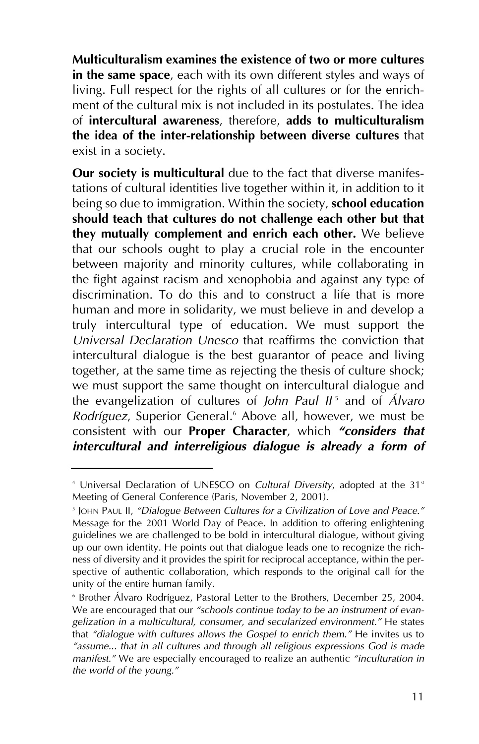**Multiculturalism examines the existence of two or more cultures in the same space**, each with its own different styles and ways of living. Full respect for the rights of all cultures or for the enrichment of the cultural mix is not included in its postulates. The idea of **intercultural awareness**, therefore, **adds to multiculturalism the idea of the inter-relationship between diverse cultures** that exist in a society.

**Our society is multicultural** due to the fact that diverse manifestations of cultural identities live together within it, in addition to it being so due to immigration. Within the society, **school education should teach that cultures do not challenge each other but that they mutually complement and enrich each other.** We believe that our schools ought to play a crucial role in the encounter between majority and minority cultures, while collaborating in the fight against racism and xenophobia and against any type of discrimination. To do this and to construct a life that is more human and more in solidarity, we must believe in and develop a truly intercultural type of education. We must support the *Universal Declaration Unesco* that reaffirms the conviction that intercultural dialogue is the best guarantor of peace and living together, at the same time as rejecting the thesis of culture shock; we must support the same thought on intercultural dialogue and the evangelization of cultures of *John Paul II* [5] and of *Álvaro Rodríguez*, Superior General.[6] Above all, however, we must be consistent with our **Proper Character**, which ***"considers that intercultural and interreligious dialogue is already a form of***

---

[4] Universal Declaration of UNESCO on *Cultural Diversity*, adopted at the 31st Meeting of General Conference (Paris, November 2, 2001).

[5] JOHN PAUL II, *"Dialogue Between Cultures for a Civilization of Love and Peace."* Message for the 2001 World Day of Peace. In addition to offering enlightening guidelines we are challenged to be bold in intercultural dialogue, without giving up our own identity. He points out that dialogue leads one to recognize the richness of diversity and it provides the spirit for reciprocal acceptance, within the perspective of authentic collaboration, which responds to the original call for the unity of the entire human family.

[6] Brother Álvaro Rodríguez, Pastoral Letter to the Brothers, December 25, 2004. We are encouraged that our *"schools continue today to be an instrument of evangelization in a multicultural, consumer, and secularized environment."* He states that *"dialogue with cultures allows the Gospel to enrich them."* He invites us to *"assume... that in all cultures and through all religious expressions God is made manifest."* We are especially encouraged to realize an authentic *"inculturation in the world of the young."*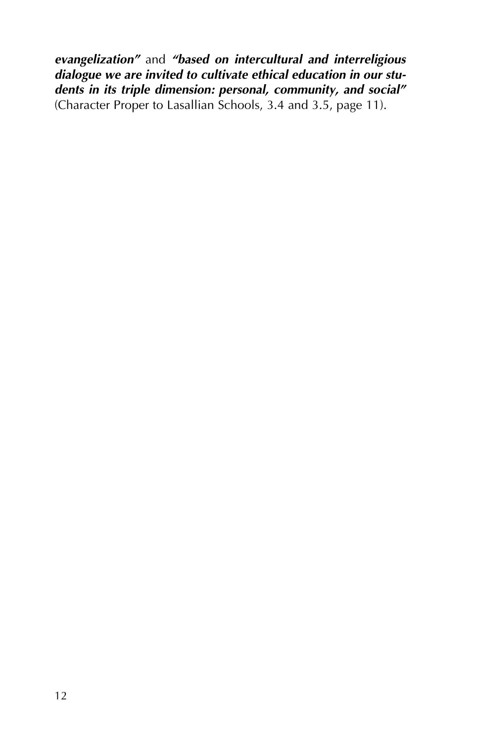***evangelization"*** and ***"based on intercultural and interreligious dialogue we are invited to cultivate ethical education in our students in its triple dimension: personal, community, and social"*** (Character Proper to Lasallian Schools, 3.4 and 3.5, page 11).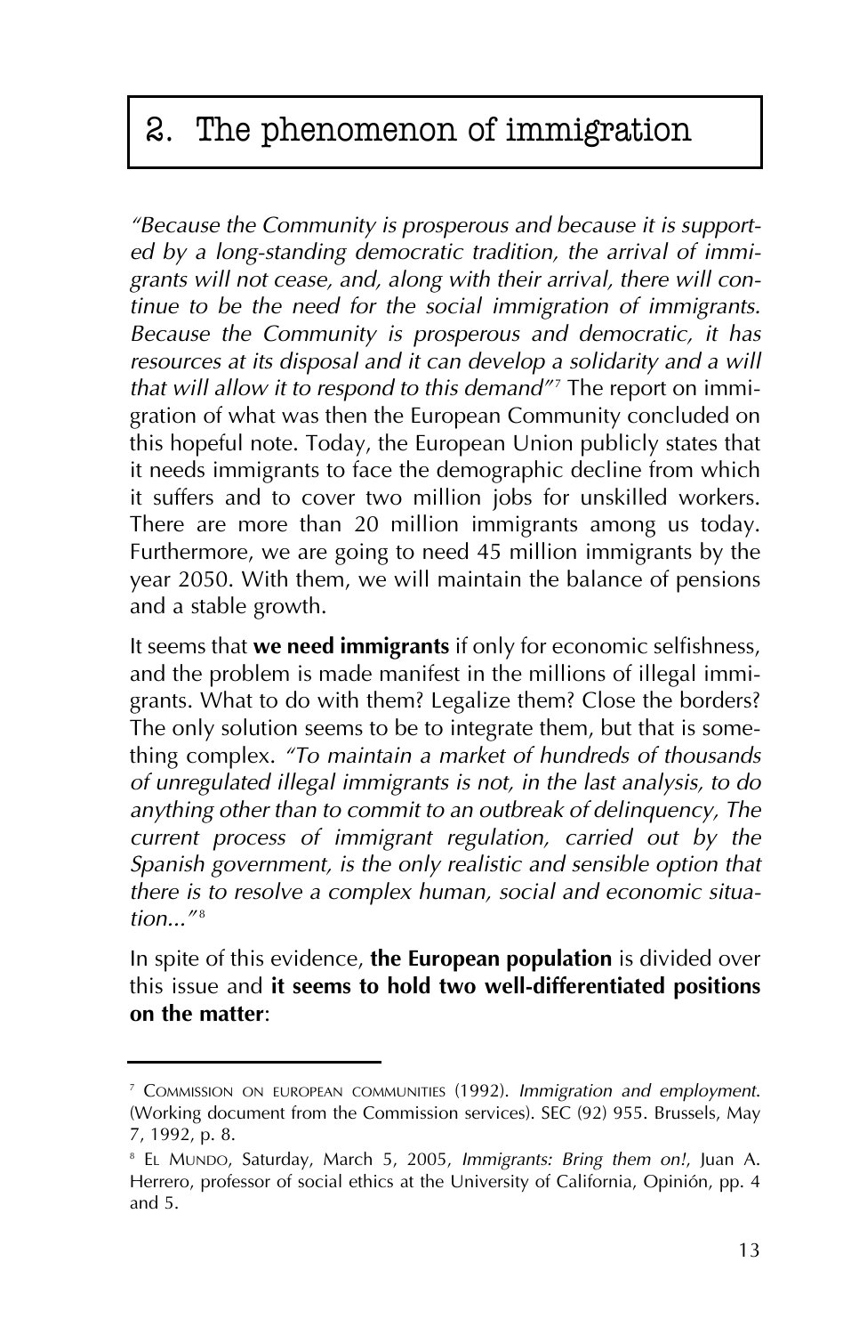# 2. The phenomenon of immigration

*"Because the Community is prosperous and because it is supported by a long-standing democratic tradition, the arrival of immigrants will not cease, and, along with their arrival, there will continue to be the need for the social immigration of immigrants. Because the Community is prosperous and democratic, it has resources at its disposal and it can develop a solidarity and a will that will allow it to respond to this demand"*[7] The report on immigration of what was then the European Community concluded on this hopeful note. Today, the European Union publicly states that it needs immigrants to face the demographic decline from which it suffers and to cover two million jobs for unskilled workers. There are more than 20 million immigrants among us today. Furthermore, we are going to need 45 million immigrants by the year 2050. With them, we will maintain the balance of pensions and a stable growth.

It seems that **we need immigrants** if only for economic selfishness, and the problem is made manifest in the millions of illegal immigrants. What to do with them? Legalize them? Close the borders? The only solution seems to be to integrate them, but that is something complex. *"To maintain a market of hundreds of thousands of unregulated illegal immigrants is not, in the last analysis, to do anything other than to commit to an outbreak of delinquency, The current process of immigrant regulation, carried out by the Spanish government, is the only realistic and sensible option that there is to resolve a complex human, social and economic situation..."*[8]

In spite of this evidence, **the European population** is divided over this issue and **it seems to hold two well-differentiated positions on the matter**:

---

[7] COMMISSION ON EUROPEAN COMMUNITIES (1992). *Immigration and employment.* (Working document from the Commission services). SEC (92) 955. Brussels, May 7, 1992, p. 8.

[8] EL MUNDO, Saturday, March 5, 2005, *Immigrants: Bring them on!*, Juan A. Herrero, professor of social ethics at the University of California, Opinión, pp. 4 and 5.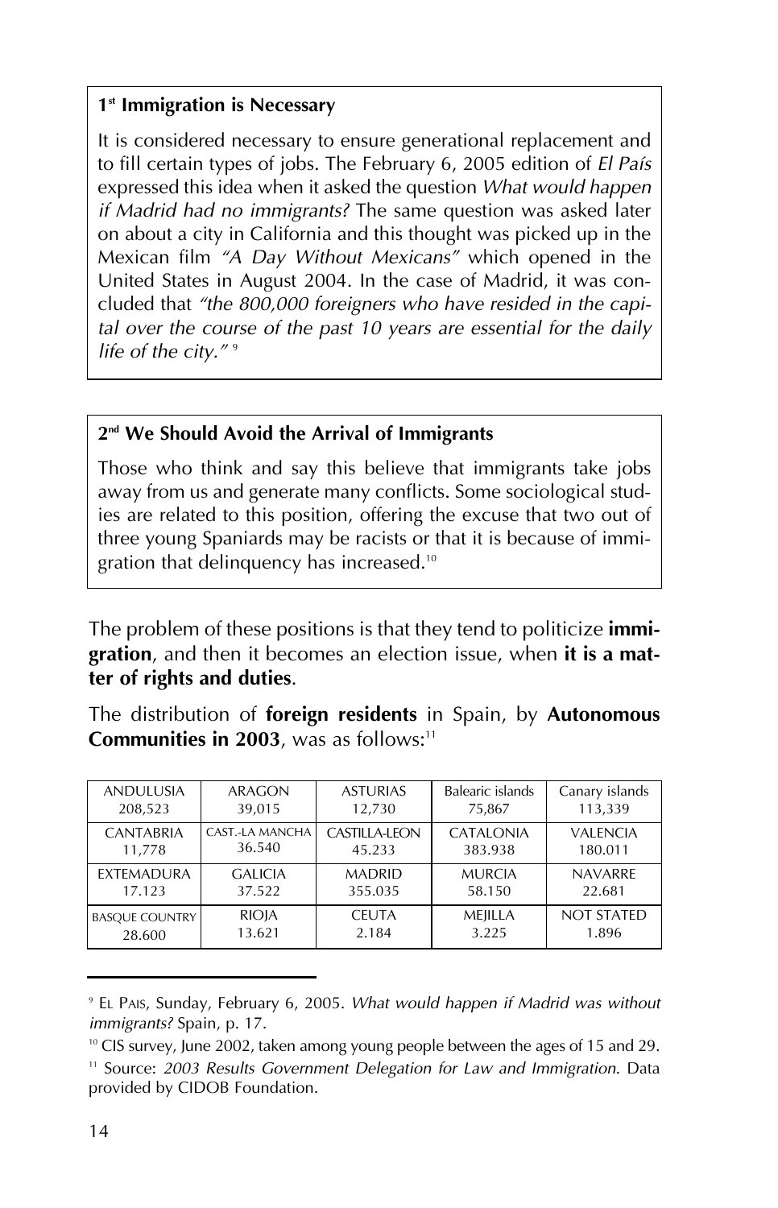### 1st Immigration is Necessary

It is considered necessary to ensure generational replacement and to fill certain types of jobs. The February 6, 2005 edition of *El País* expressed this idea when it asked the question *What would happen if Madrid had no immigrants?* The same question was asked later on about a city in California and this thought was picked up in the Mexican film *"A Day Without Mexicans"* which opened in the United States in August 2004. In the case of Madrid, it was concluded that *"the 800,000 foreigners who have resided in the capital over the course of the past 10 years are essential for the daily life of the city."* [9]

### 2nd We Should Avoid the Arrival of Immigrants

Those who think and say this believe that immigrants take jobs away from us and generate many conflicts. Some sociological studies are related to this position, offering the excuse that two out of three young Spaniards may be racists or that it is because of immigration that delinquency has increased.[10]

The problem of these positions is that they tend to politicize **immigration**, and then it becomes an election issue, when **it is a matter of rights and duties**.

The distribution of **foreign residents** in Spain, by **Autonomous Communities in 2003**, was as follows:[11]

| | | | | |
|---|---|---|---|---|
| ANDULUSIA<br>208,523 | ARAGON<br>39,015 | ASTURIAS<br>12,730 | Balearic islands<br>75,867 | Canary islands<br>113,339 |
| CANTABRIA<br>11,778 | CAST.-LA MANCHA<br>36.540 | CASTILLA-LEON<br>45.233 | CATALONIA<br>383.938 | VALENCIA<br>180.011 |
| EXTEMADURA<br>17.123 | GALICIA<br>37.522 | MADRID<br>355.035 | MURCIA<br>58.150 | NAVARRE<br>22.681 |
| BASQUE COUNTRY<br>28.600 | RIOJA<br>13.621 | CEUTA<br>2.184 | MEJILLA<br>3.225 | NOT STATED<br>1.896 |

---

[9] EL PAIS, Sunday, February 6, 2005. *What would happen if Madrid was without immigrants?* Spain, p. 17.

[10] CIS survey, June 2002, taken among young people between the ages of 15 and 29.

[11] Source: *2003 Results Government Delegation for Law and Immigration*. Data provided by CIDOB Foundation.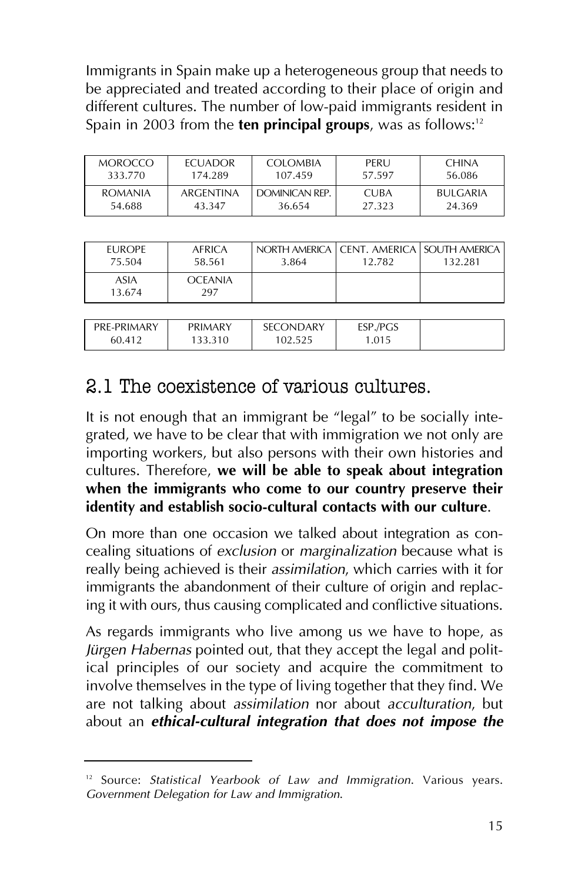Immigrants in Spain make up a heterogeneous group that needs to be appreciated and treated according to their place of origin and different cultures. The number of low-paid immigrants resident in Spain in 2003 from the **ten principal groups**, was as follows:[12]

| MOROCCO | ECUADOR | COLOMBIA | PERU | CHINA |
|---|---|---|---|---|
| 333.770 | 174.289 | 107.459 | 57.597 | 56.086 |
| ROMANIA | ARGENTINA | DOMINICAN REP. | CUBA | BULGARIA |
| 54.688 | 43.347 | 36.654 | 27.323 | 24.369 |

| EUROPE | AFRICA | NORTH AMERICA | CENT. AMERICA | SOUTH AMERICA |
|---|---|---|---|---|
| 75.504 | 58.561 | 3.864 | 12.782 | 132.281 |
| ASIA | OCEANIA | | | |
| 13.674 | 297 | | | |

| PRE-PRIMARY | PRIMARY | SECONDARY | ESP./PGS | |
|---|---|---|---|---|
| 60.412 | 133.310 | 102.525 | 1.015 | |

## 2.1 The coexistence of various cultures.

It is not enough that an immigrant be "legal" to be socially integrated, we have to be clear that with immigration we not only are importing workers, but also persons with their own histories and cultures. Therefore, **we will be able to speak about integration when the immigrants who come to our country preserve their identity and establish socio-cultural contacts with our culture**.

On more than one occasion we talked about integration as concealing situations of *exclusion* or *marginalization* because what is really being achieved is their *assimilation*, which carries with it for immigrants the abandonment of their culture of origin and replacing it with ours, thus causing complicated and conflictive situations.

As regards immigrants who live among us we have to hope, as *Jürgen Habernas* pointed out, that they accept the legal and political principles of our society and acquire the commitment to involve themselves in the type of living together that they find. We are not talking about *assimilation* nor about *acculturation*, but about an ***ethical-cultural integration that does not impose the***

[12] Source: *Statistical Yearbook of Law and Immigration*. Various years. *Government Delegation for Law and Immigration*.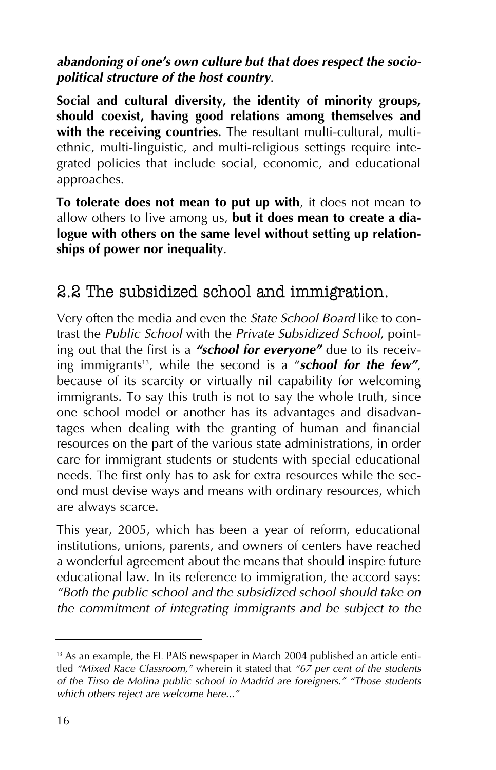***abandoning of one's own culture but that does respect the socio-political structure of the host country***.

**Social and cultural diversity, the identity of minority groups, should coexist, having good relations among themselves and with the receiving countries**. The resultant multi-cultural, multi-ethnic, multi-linguistic, and multi-religious settings require integrated policies that include social, economic, and educational approaches.

**To tolerate does not mean to put up with**, it does not mean to allow others to live among us, **but it does mean to create a dialogue with others on the same level without setting up relationships of power nor inequality**.

## 2.2 The subsidized school and immigration.

Very often the media and even the *State School Board* like to contrast the *Public School* with the *Private Subsidized School*, pointing out that the first is a ***"school for everyone"*** due to its receiving immigrants[13], while the second is a "***school for the few"***, because of its scarcity or virtually nil capability for welcoming immigrants. To say this truth is not to say the whole truth, since one school model or another has its advantages and disadvantages when dealing with the granting of human and financial resources on the part of the various state administrations, in order care for immigrant students or students with special educational needs. The first only has to ask for extra resources while the second must devise ways and means with ordinary resources, which are always scarce.

This year, 2005, which has been a year of reform, educational institutions, unions, parents, and owners of centers have reached a wonderful agreement about the means that should inspire future educational law. In its reference to immigration, the accord says: *"Both the public school and the subsidized school should take on the commitment of integrating immigrants and be subject to the*

---

[13] As an example, the EL PAIS newspaper in March 2004 published an article entitled *"Mixed Race Classroom,"* wherein it stated that *"67 per cent of the students of the Tirso de Molina public school in Madrid are foreigners." "Those students which others reject are welcome here..."*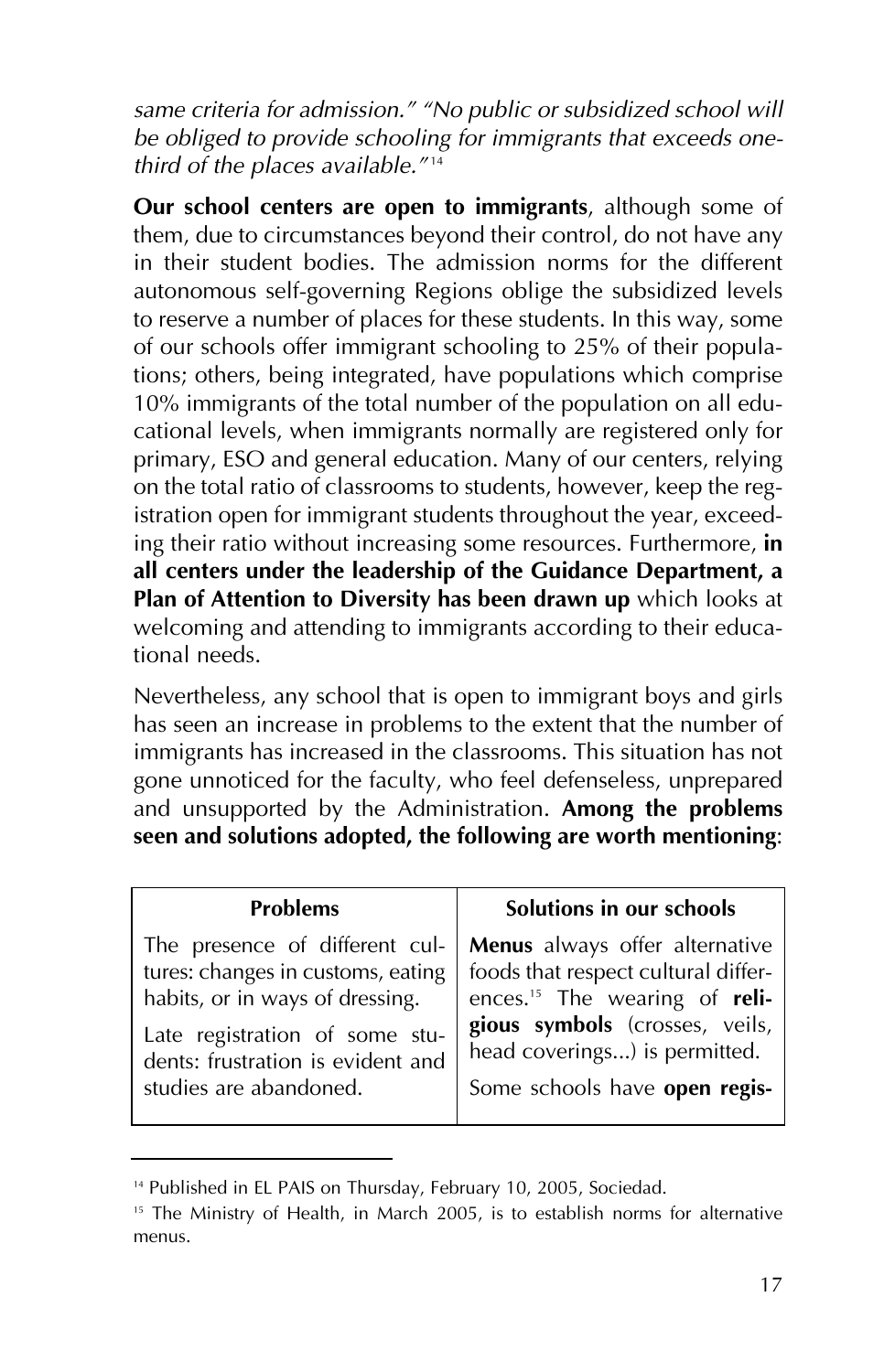*same criteria for admission." "No public or subsidized school will be obliged to provide schooling for immigrants that exceeds one-third of the places available."*[14]

**Our school centers are open to immigrants**, although some of them, due to circumstances beyond their control, do not have any in their student bodies. The admission norms for the different autonomous self-governing Regions oblige the subsidized levels to reserve a number of places for these students. In this way, some of our schools offer immigrant schooling to 25% of their populations; others, being integrated, have populations which comprise 10% immigrants of the total number of the population on all educational levels, when immigrants normally are registered only for primary, ESO and general education. Many of our centers, relying on the total ratio of classrooms to students, however, keep the registration open for immigrant students throughout the year, exceeding their ratio without increasing some resources. Furthermore, **in all centers under the leadership of the Guidance Department, a Plan of Attention to Diversity has been drawn up** which looks at welcoming and attending to immigrants according to their educational needs.

Nevertheless, any school that is open to immigrant boys and girls has seen an increase in problems to the extent that the number of immigrants has increased in the classrooms. This situation has not gone unnoticed for the faculty, who feel defenseless, unprepared and unsupported by the Administration. **Among the problems seen and solutions adopted, the following are worth mentioning**:

| Problems | Solutions in our schools |
|---|---|
| The presence of different cultures: changes in customs, eating habits, or in ways of dressing. | **Menus** always offer alternative foods that respect cultural differences.[15] The wearing of **religious symbols** (crosses, veils, head coverings...) is permitted. |
| Late registration of some students: frustration is evident and studies are abandoned. | Some schools have **open regis-** |

[14] Published in EL PAIS on Thursday, February 10, 2005, Sociedad.

[15] The Ministry of Health, in March 2005, is to establish norms for alternative menus.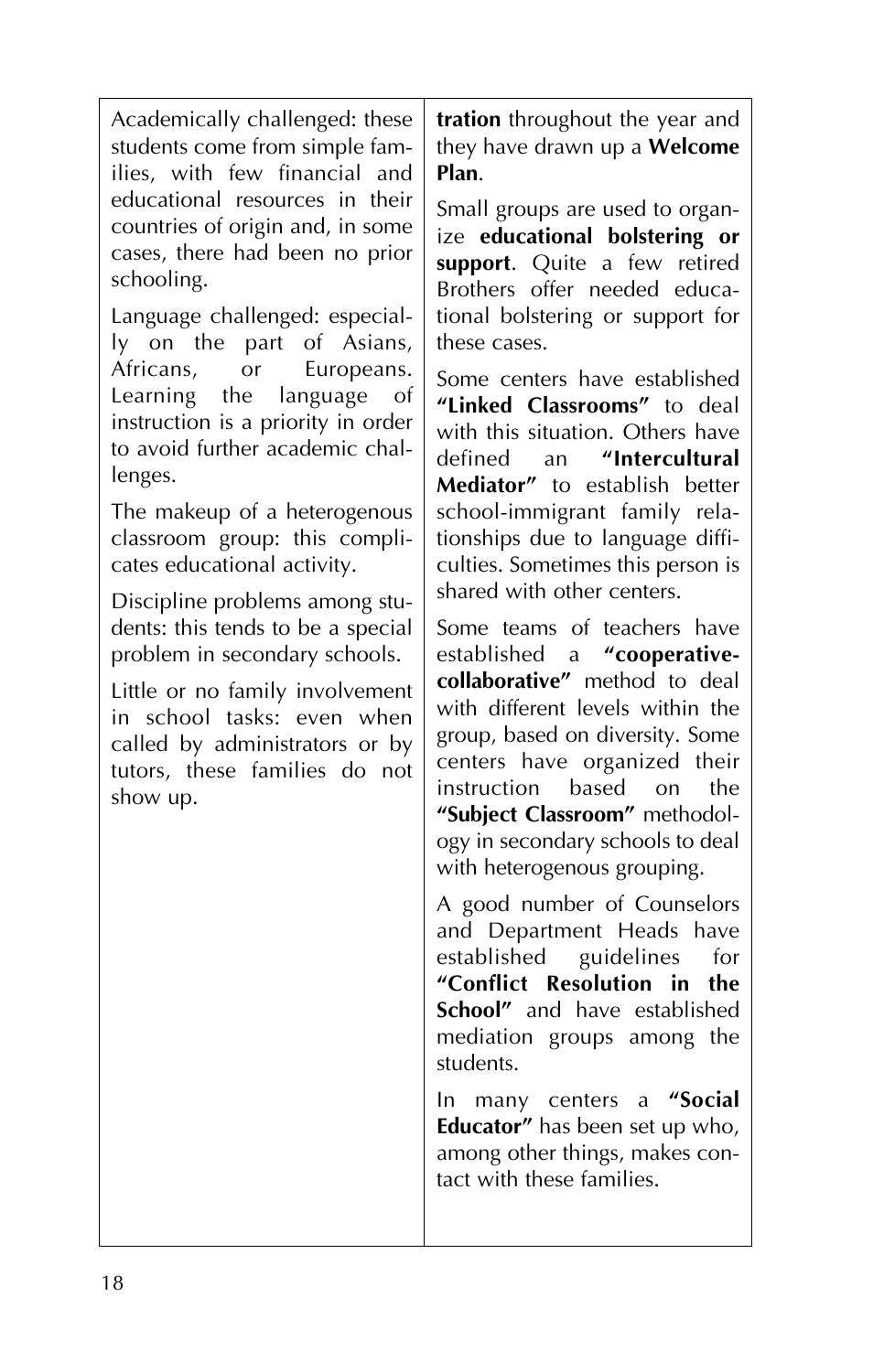| | |
|---|---|
| Academically challenged: these students come from simple families, with few financial and educational resources in their countries of origin and, in some cases, there had been no prior schooling.<br><br>Language challenged: especially on the part of Asians, Africans, or Europeans. Learning the language of instruction is a priority in order to avoid further academic challenges.<br><br>The makeup of a heterogenous classroom group: this complicates educational activity.<br><br>Discipline problems among students: this tends to be a special problem in secondary schools.<br><br>Little or no family involvement in school tasks: even when called by administrators or by tutors, these families do not show up. | **tration** throughout the year and they have drawn up a **Welcome Plan**.<br><br>Small groups are used to organize **educational bolstering or support**. Quite a few retired Brothers offer needed educational bolstering or support for these cases.<br><br>Some centers have established **"Linked Classrooms"** to deal with this situation. Others have defined an **"Intercultural Mediator"** to establish better school-immigrant family relationships due to language difficulties. Sometimes this person is shared with other centers.<br><br>Some teams of teachers have established a **"cooperative-collaborative"** method to deal with different levels within the group, based on diversity. Some centers have organized their instruction based on the **"Subject Classroom"** methodology in secondary schools to deal with heterogenous grouping.<br><br>A good number of Counselors and Department Heads have established guidelines for **"Conflict Resolution in the School"** and have established mediation groups among the students.<br><br>In many centers a **"Social Educator"** has been set up who, among other things, makes contact with these families. |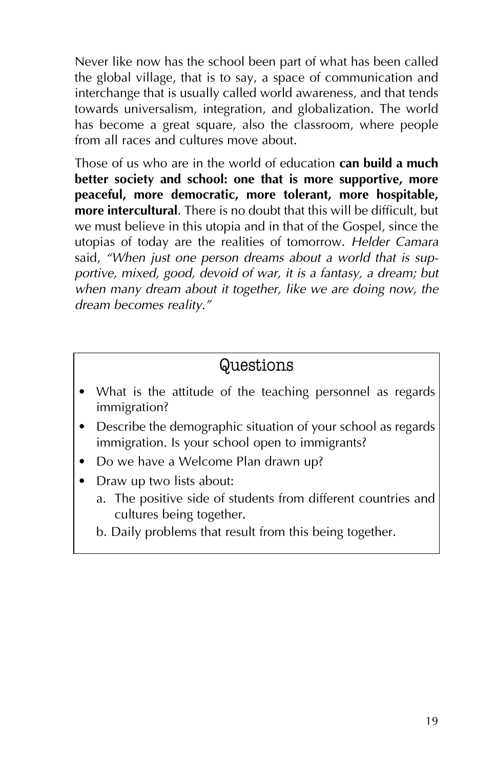Never like now has the school been part of what has been called the global village, that is to say, a space of communication and interchange that is usually called world awareness, and that tends towards universalism, integration, and globalization. The world has become a great square, also the classroom, where people from all races and cultures move about.

Those of us who are in the world of education **can build a much better society and school: one that is more supportive, more peaceful, more democratic, more tolerant, more hospitable, more intercultural**. There is no doubt that this will be difficult, but we must believe in this utopia and in that of the Gospel, since the utopias of today are the realities of tomorrow. *Helder Camara* said, *"When just one person dreams about a world that is supportive, mixed, good, devoid of war, it is a fantasy, a dream; but when many dream about it together, like we are doing now, the dream becomes reality."*

## Questions

- What is the attitude of the teaching personnel as regards immigration?
- Describe the demographic situation of your school as regards immigration. Is your school open to immigrants?
- Do we have a Welcome Plan drawn up?
- Draw up two lists about:
  a. The positive side of students from different countries and cultures being together.
  b. Daily problems that result from this being together.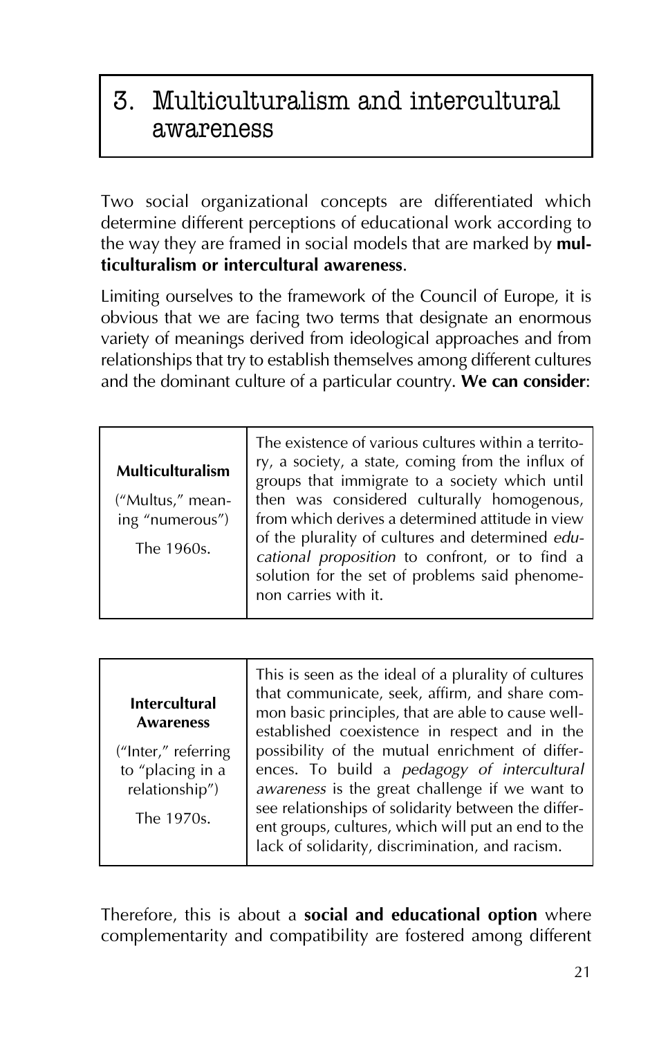# 3. Multiculturalism and intercultural awareness

Two social organizational concepts are differentiated which determine different perceptions of educational work according to the way they are framed in social models that are marked by **multiculturalism or intercultural awareness**.

Limiting ourselves to the framework of the Council of Europe, it is obvious that we are facing two terms that designate an enormous variety of meanings derived from ideological approaches and from relationships that try to establish themselves among different cultures and the dominant culture of a particular country. **We can consider**:

| | |
|---|---|
| **Multiculturalism**<br>("Multus," meaning "numerous")<br>The 1960s. | The existence of various cultures within a territory, a society, a state, coming from the influx of groups that immigrate to a society which until then was considered culturally homogenous, from which derives a determined attitude in view of the plurality of cultures and determined *educational proposition* to confront, or to find a solution for the set of problems said phenomenon carries with it. |

| | |
|---|---|
| **Intercultural Awareness**<br>("Inter," referring to "placing in a relationship")<br>The 1970s. | This is seen as the ideal of a plurality of cultures that communicate, seek, affirm, and share common basic principles, that are able to cause well-established coexistence in respect and in the possibility of the mutual enrichment of differences. To build a *pedagogy of intercultural awareness* is the great challenge if we want to see relationships of solidarity between the different groups, cultures, which will put an end to the lack of solidarity, discrimination, and racism. |

Therefore, this is about a **social and educational option** where complementarity and compatibility are fostered among different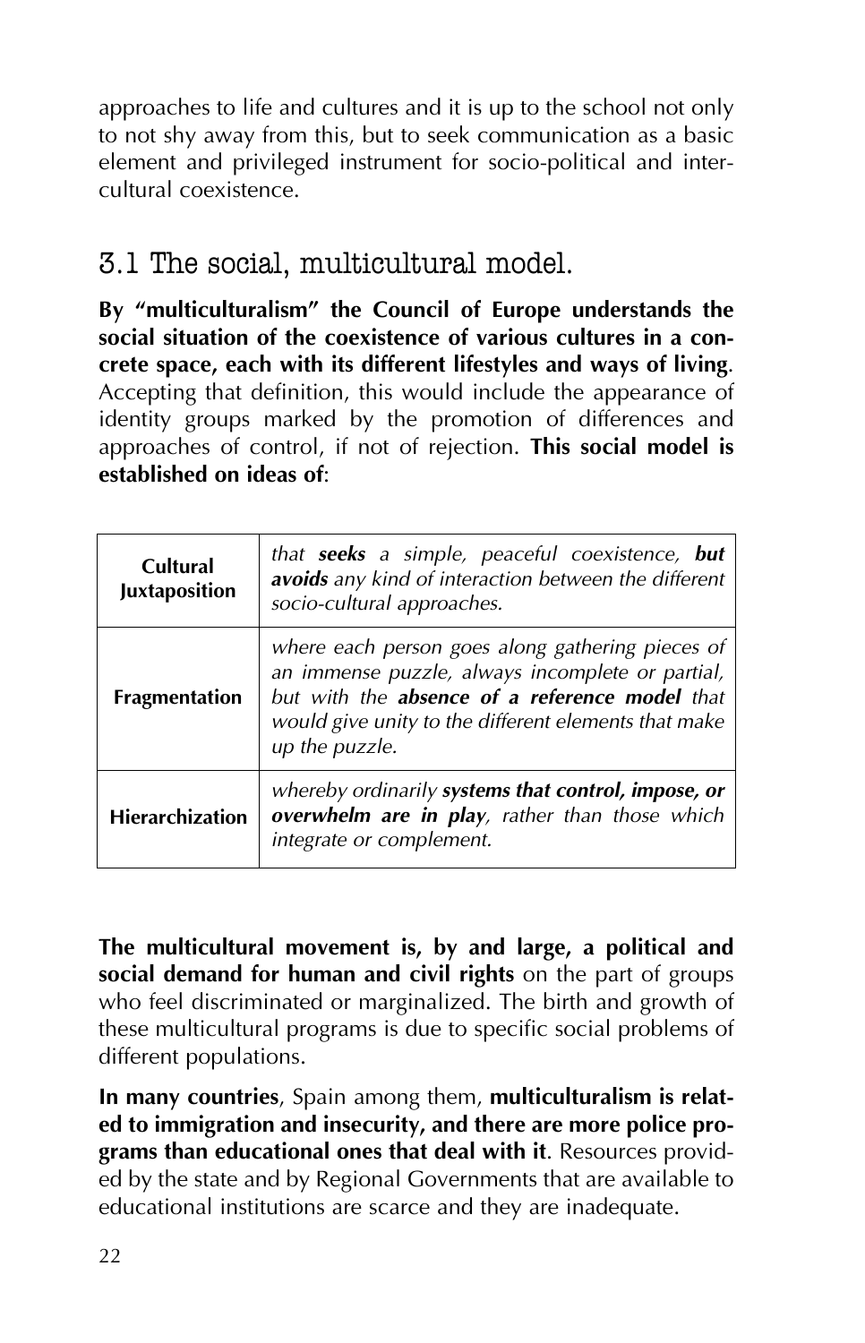approaches to life and cultures and it is up to the school not only to not shy away from this, but to seek communication as a basic element and privileged instrument for socio-political and intercultural coexistence.

## 3.1 The social, multicultural model.

**By "multiculturalism" the Council of Europe understands the social situation of the coexistence of various cultures in a concrete space, each with its different lifestyles and ways of living**. Accepting that definition, this would include the appearance of identity groups marked by the promotion of differences and approaches of control, if not of rejection. **This social model is established on ideas of**:

| | |
|---|---|
| **Cultural Juxtaposition** | *that **seeks** a simple, peaceful coexistence, **but avoids** any kind of interaction between the different socio-cultural approaches.* |
| **Fragmentation** | *where each person goes along gathering pieces of an immense puzzle, always incomplete or partial, but with the **absence of a reference model** that would give unity to the different elements that make up the puzzle.* |
| **Hierarchization** | *whereby ordinarily **systems that control, impose, or overwhelm are in play**, rather than those which integrate or complement.* |

**The multicultural movement is, by and large, a political and social demand for human and civil rights** on the part of groups who feel discriminated or marginalized. The birth and growth of these multicultural programs is due to specific social problems of different populations.

**In many countries**, Spain among them, **multiculturalism is related to immigration and insecurity, and there are more police programs than educational ones that deal with it**. Resources provided by the state and by Regional Governments that are available to educational institutions are scarce and they are inadequate.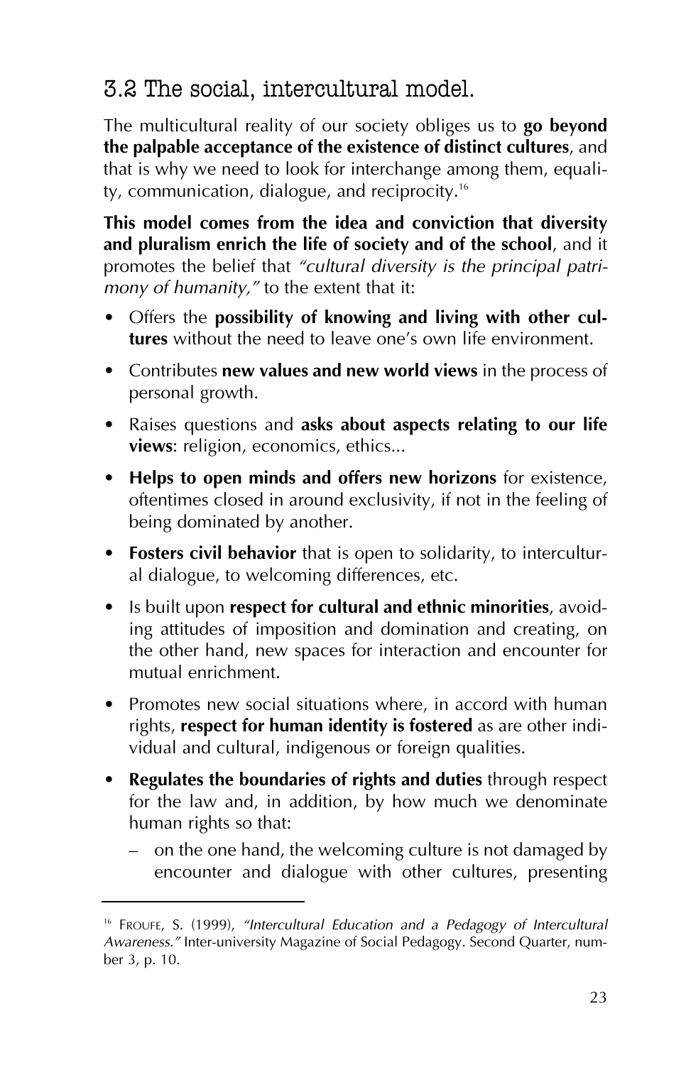## 3.2 The social, intercultural model.

The multicultural reality of our society obliges us to **go beyond the palpable acceptance of the existence of distinct cultures**, and that is why we need to look for interchange among them, equality, communication, dialogue, and reciprocity.[16]

**This model comes from the idea and conviction that diversity and pluralism enrich the life of society and of the school**, and it promotes the belief that *"cultural diversity is the principal patrimony of humanity,"* to the extent that it:

- Offers the **possibility of knowing and living with other cultures** without the need to leave one's own life environment.
- Contributes **new values and new world views** in the process of personal growth.
- Raises questions and **asks about aspects relating to our life views**: religion, economics, ethics...
- **Helps to open minds and offers new horizons** for existence, oftentimes closed in around exclusivity, if not in the feeling of being dominated by another.
- **Fosters civil behavior** that is open to solidarity, to intercultural dialogue, to welcoming differences, etc.
- Is built upon **respect for cultural and ethnic minorities**, avoiding attitudes of imposition and domination and creating, on the other hand, new spaces for interaction and encounter for mutual enrichment.
- Promotes new social situations where, in accord with human rights, **respect for human identity is fostered** as are other individual and cultural, indigenous or foreign qualities.
- **Regulates the boundaries of rights and duties** through respect for the law and, in addition, by how much we denominate human rights so that:
  - on the one hand, the welcoming culture is not damaged by encounter and dialogue with other cultures, presenting

---

[16] FROUFE, S. (1999), *"Intercultural Education and a Pedagogy of Intercultural Awareness."* Inter-university Magazine of Social Pedagogy. Second Quarter, number 3, p. 10.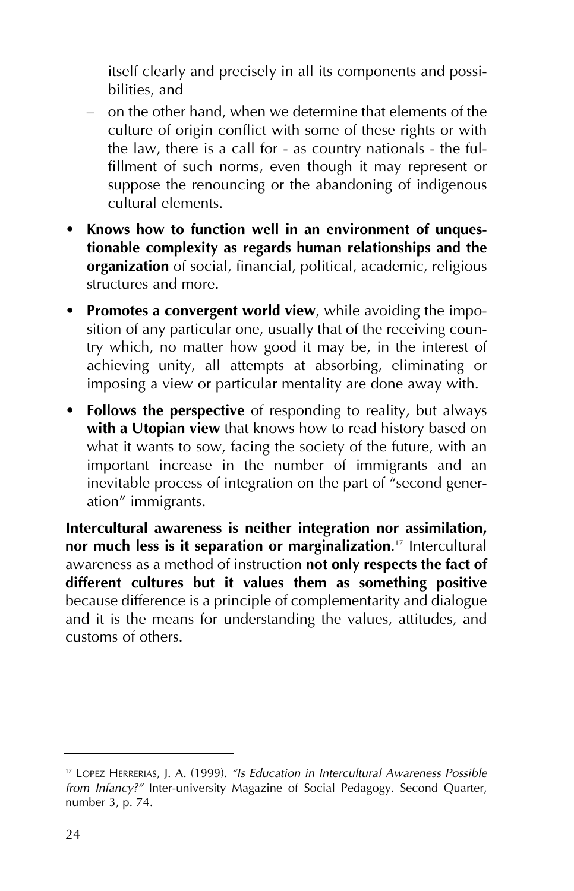itself clearly and precisely in all its components and possibilities, and

– on the other hand, when we determine that elements of the culture of origin conflict with some of these rights or with the law, there is a call for - as country nationals - the fulfillment of such norms, even though it may represent or suppose the renouncing or the abandoning of indigenous cultural elements.

- **Knows how to function well in an environment of unquestionable complexity as regards human relationships and the organization** of social, financial, political, academic, religious structures and more.
- **Promotes a convergent world view**, while avoiding the imposition of any particular one, usually that of the receiving country which, no matter how good it may be, in the interest of achieving unity, all attempts at absorbing, eliminating or imposing a view or particular mentality are done away with.
- **Follows the perspective** of responding to reality, but always **with a Utopian view** that knows how to read history based on what it wants to sow, facing the society of the future, with an important increase in the number of immigrants and an inevitable process of integration on the part of "second generation" immigrants.

**Intercultural awareness is neither integration nor assimilation, nor much less is it separation or marginalization**.[17] Intercultural awareness as a method of instruction **not only respects the fact of different cultures but it values them as something positive** because difference is a principle of complementarity and dialogue and it is the means for understanding the values, attitudes, and customs of others.

---

[17] LOPEZ HERRERIAS, J. A. (1999). *"Is Education in Intercultural Awareness Possible from Infancy?"* Inter-university Magazine of Social Pedagogy. Second Quarter, number 3, p. 74.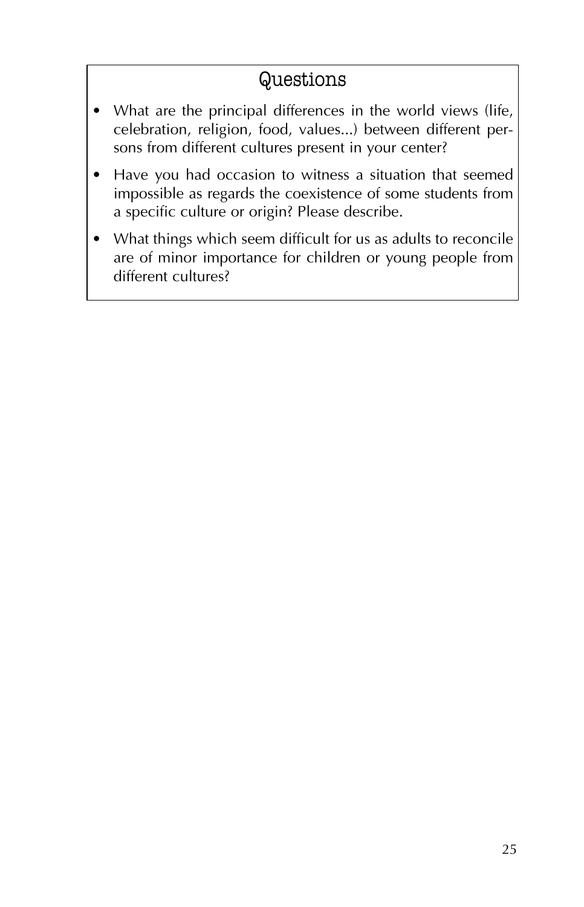## Questions

- What are the principal differences in the world views (life, celebration, religion, food, values...) between different persons from different cultures present in your center?
- Have you had occasion to witness a situation that seemed impossible as regards the coexistence of some students from a specific culture or origin? Please describe.
- What things which seem difficult for us as adults to reconcile are of minor importance for children or young people from different cultures?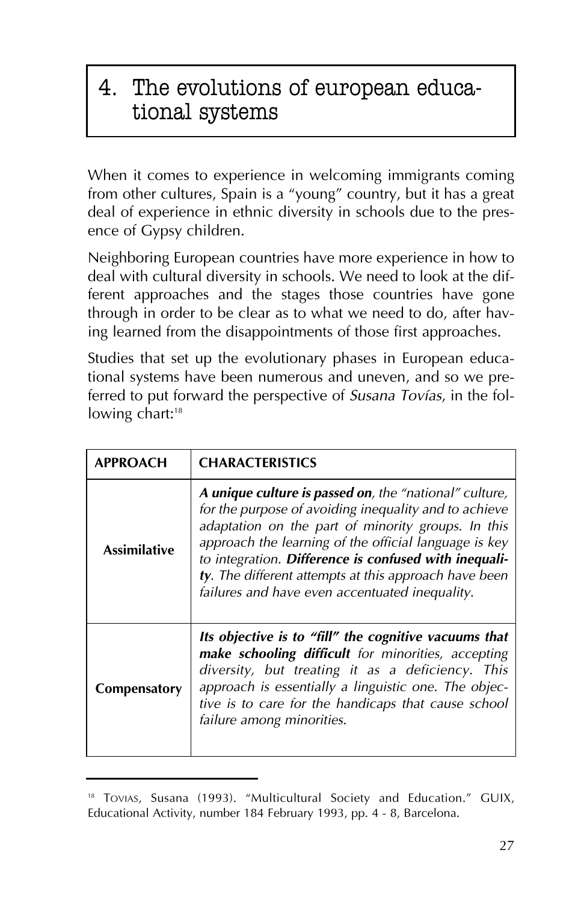# 4. The evolutions of european educational systems

When it comes to experience in welcoming immigrants coming from other cultures, Spain is a "young" country, but it has a great deal of experience in ethnic diversity in schools due to the presence of Gypsy children.

Neighboring European countries have more experience in how to deal with cultural diversity in schools. We need to look at the different approaches and the stages those countries have gone through in order to be clear as to what we need to do, after having learned from the disappointments of those first approaches.

Studies that set up the evolutionary phases in European educational systems have been numerous and uneven, and so we preferred to put forward the perspective of *Susana Tovías*, in the following chart:[18]

| APPROACH | CHARACTERISTICS |
|---|---|
| **Assimilative** | ***A unique culture is passed on****, the "national" culture, for the purpose of avoiding inequality and to achieve adaptation on the part of minority groups. In this approach the learning of the official language is key to integration.* ***Difference is confused with inequality****. The different attempts at this approach have been failures and have even accentuated inequality.* |
| **Compensatory** | ***Its objective is to "fill" the cognitive vacuums that make schooling difficult*** *for minorities, accepting diversity, but treating it as a deficiency. This approach is essentially a linguistic one. The objective is to care for the handicaps that cause school failure among minorities.* |

---

[18] TOVIAS, Susana (1993). "Multicultural Society and Education." GUIX, Educational Activity, number 184 February 1993, pp. 4 - 8, Barcelona.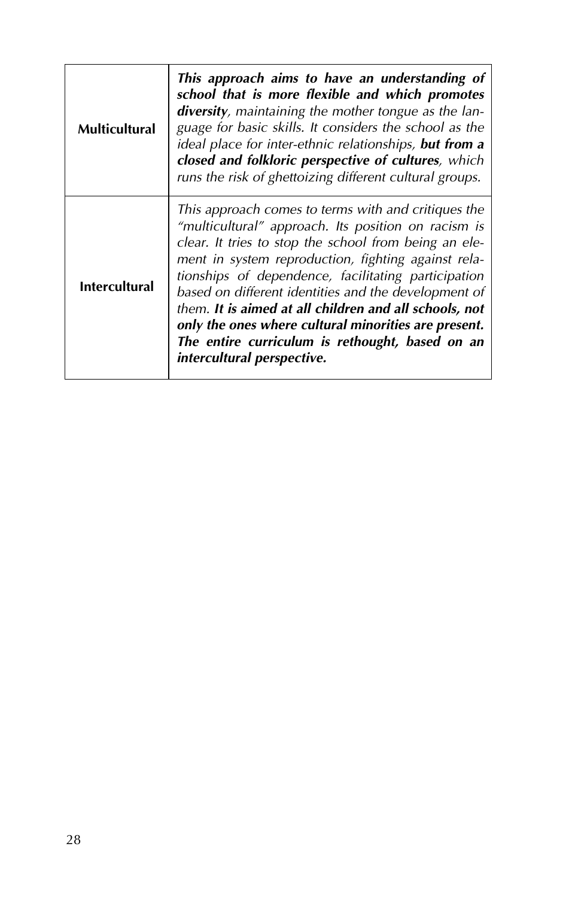| | |
|---|---|
| **Multicultural** | ***This approach aims to have an understanding of school that is more flexible and which promotes diversity**, maintaining the mother tongue as the language for basic skills. It considers the school as the ideal place for inter-ethnic relationships, **but from a closed and folkloric perspective of cultures**, which runs the risk of ghettoizing different cultural groups.* |
| **Intercultural** | *This approach comes to terms with and critiques the "multicultural" approach. Its position on racism is clear. It tries to stop the school from being an element in system reproduction, fighting against relationships of dependence, facilitating participation based on different identities and the development of them. **It is aimed at all children and all schools, not only the ones where cultural minorities are present. The entire curriculum is rethought, based on an intercultural perspective.*** |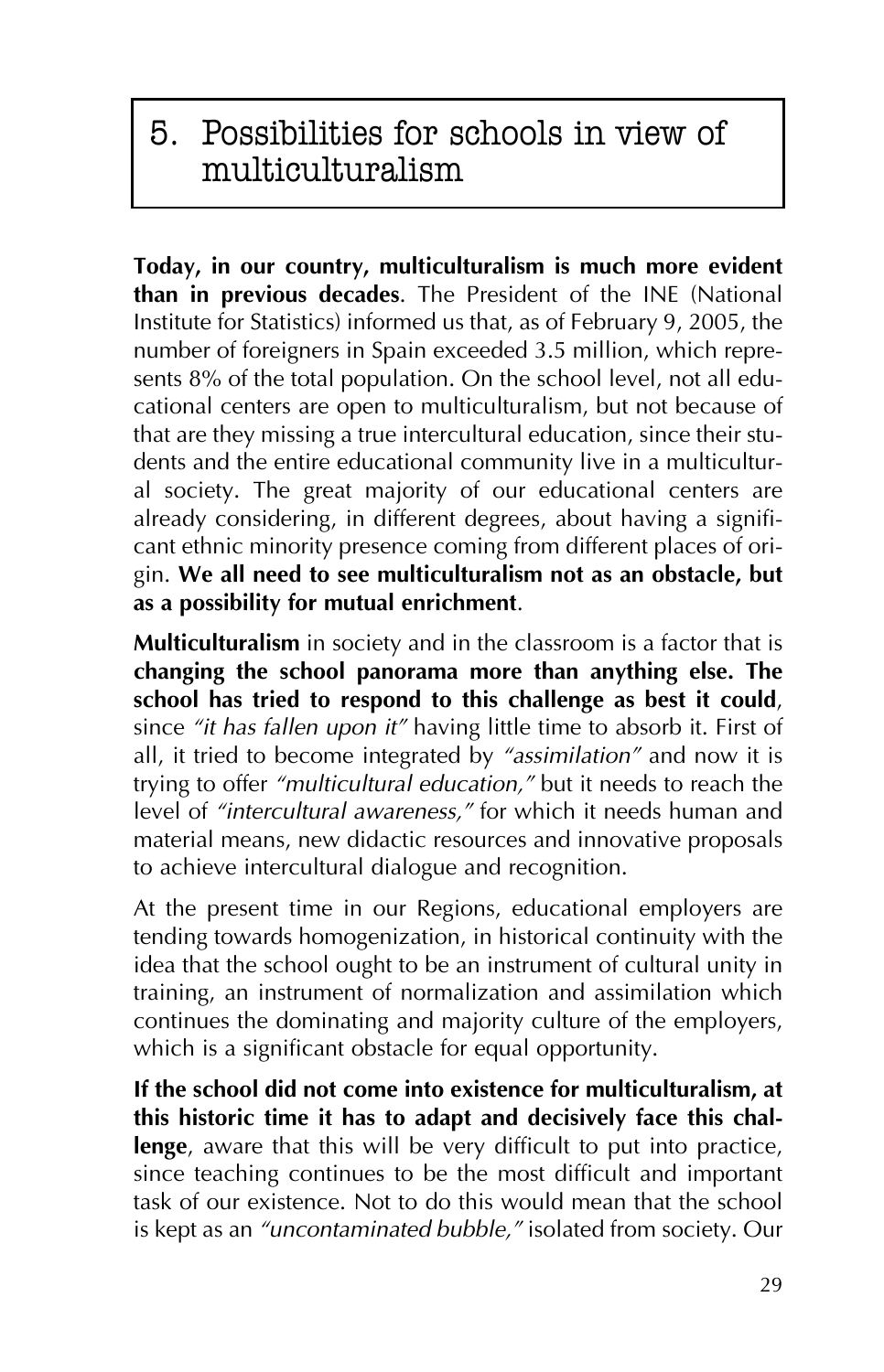# 5. Possibilities for schools in view of multiculturalism

**Today, in our country, multiculturalism is much more evident than in previous decades**. The President of the INE (National Institute for Statistics) informed us that, as of February 9, 2005, the number of foreigners in Spain exceeded 3.5 million, which represents 8% of the total population. On the school level, not all educational centers are open to multiculturalism, but not because of that are they missing a true intercultural education, since their students and the entire educational community live in a multicultural society. The great majority of our educational centers are already considering, in different degrees, about having a significant ethnic minority presence coming from different places of origin. **We all need to see multiculturalism not as an obstacle, but as a possibility for mutual enrichment**.

**Multiculturalism** in society and in the classroom is a factor that is **changing the school panorama more than anything else. The school has tried to respond to this challenge as best it could**, since *"it has fallen upon it"* having little time to absorb it. First of all, it tried to become integrated by *"assimilation"* and now it is trying to offer *"multicultural education,"* but it needs to reach the level of *"intercultural awareness,"* for which it needs human and material means, new didactic resources and innovative proposals to achieve intercultural dialogue and recognition.

At the present time in our Regions, educational employers are tending towards homogenization, in historical continuity with the idea that the school ought to be an instrument of cultural unity in training, an instrument of normalization and assimilation which continues the dominating and majority culture of the employers, which is a significant obstacle for equal opportunity.

**If the school did not come into existence for multiculturalism, at this historic time it has to adapt and decisively face this challenge**, aware that this will be very difficult to put into practice, since teaching continues to be the most difficult and important task of our existence. Not to do this would mean that the school is kept as an *"uncontaminated bubble,"* isolated from society. Our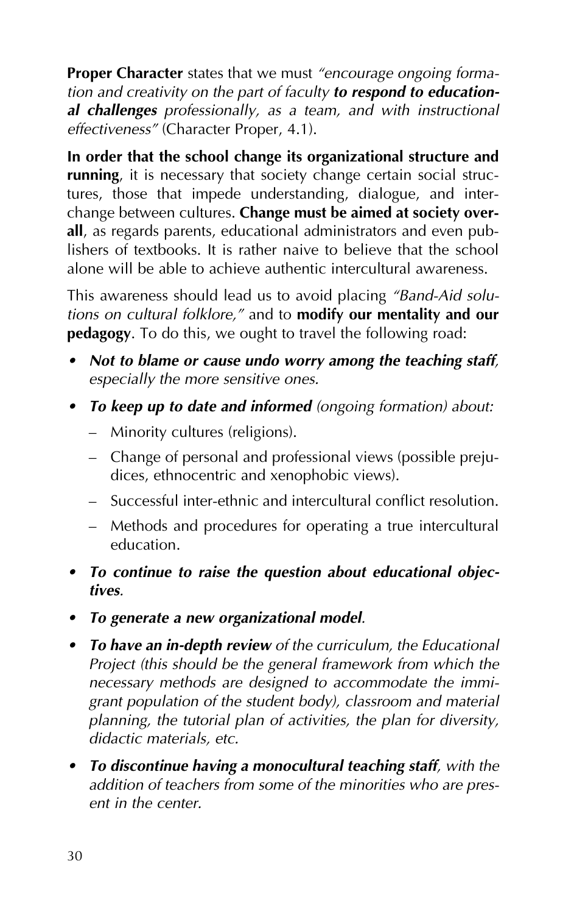**Proper Character** states that we must *"encourage ongoing formation and creativity on the part of faculty* ***to respond to educational challenges*** *professionally, as a team, and with instructional effectiveness"* (Character Proper, 4.1).

**In order that the school change its organizational structure and running**, it is necessary that society change certain social structures, those that impede understanding, dialogue, and interchange between cultures. **Change must be aimed at society overall**, as regards parents, educational administrators and even publishers of textbooks. It is rather naive to believe that the school alone will be able to achieve authentic intercultural awareness.

This awareness should lead us to avoid placing *"Band-Aid solutions on cultural folklore,"* and to **modify our mentality and our pedagogy**. To do this, we ought to travel the following road:

- ***Not to blame or cause undo worry among the teaching staff****, especially the more sensitive ones.*
- ***To keep up to date and informed*** *(ongoing formation) about:*
  - Minority cultures (religions).
  - Change of personal and professional views (possible prejudices, ethnocentric and xenophobic views).
  - Successful inter-ethnic and intercultural conflict resolution.
  - Methods and procedures for operating a true intercultural education.
- ***To continue to raise the question about educational objectives****.*
- ***To generate a new organizational model****.*
- ***To have an in-depth review*** *of the curriculum, the Educational Project (this should be the general framework from which the necessary methods are designed to accommodate the immigrant population of the student body), classroom and material planning, the tutorial plan of activities, the plan for diversity, didactic materials, etc.*
- ***To discontinue having a monocultural teaching staff****, with the addition of teachers from some of the minorities who are present in the center.*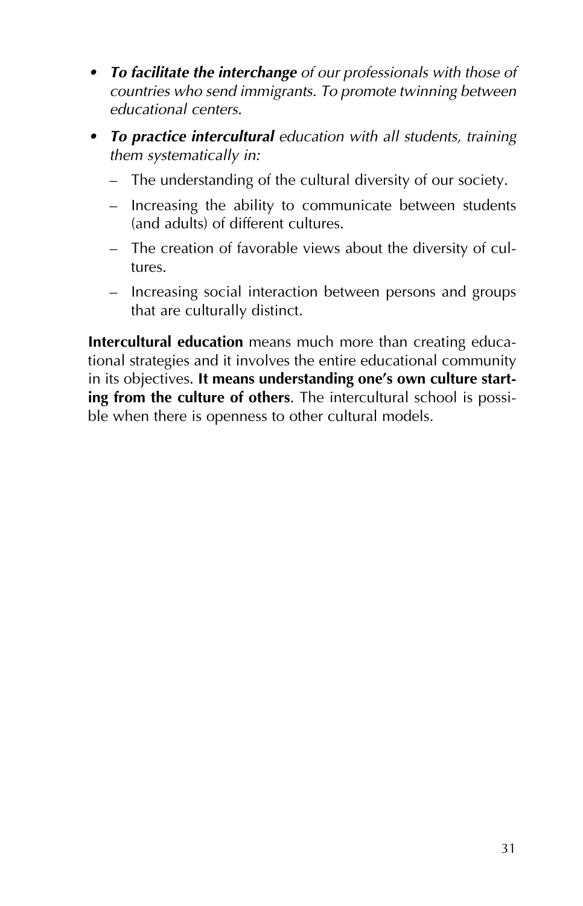- ***To facilitate the interchange*** *of our professionals with those of countries who send immigrants. To promote twinning between educational centers.*
- ***To practice intercultural*** *education with all students, training them systematically in:*
  - The understanding of the cultural diversity of our society.
  - Increasing the ability to communicate between students (and adults) of different cultures.
  - The creation of favorable views about the diversity of cultures.
  - Increasing social interaction between persons and groups that are culturally distinct.

**Intercultural education** means much more than creating educational strategies and it involves the entire educational community in its objectives. **It means understanding one's own culture starting from the culture of others**. The intercultural school is possible when there is openness to other cultural models.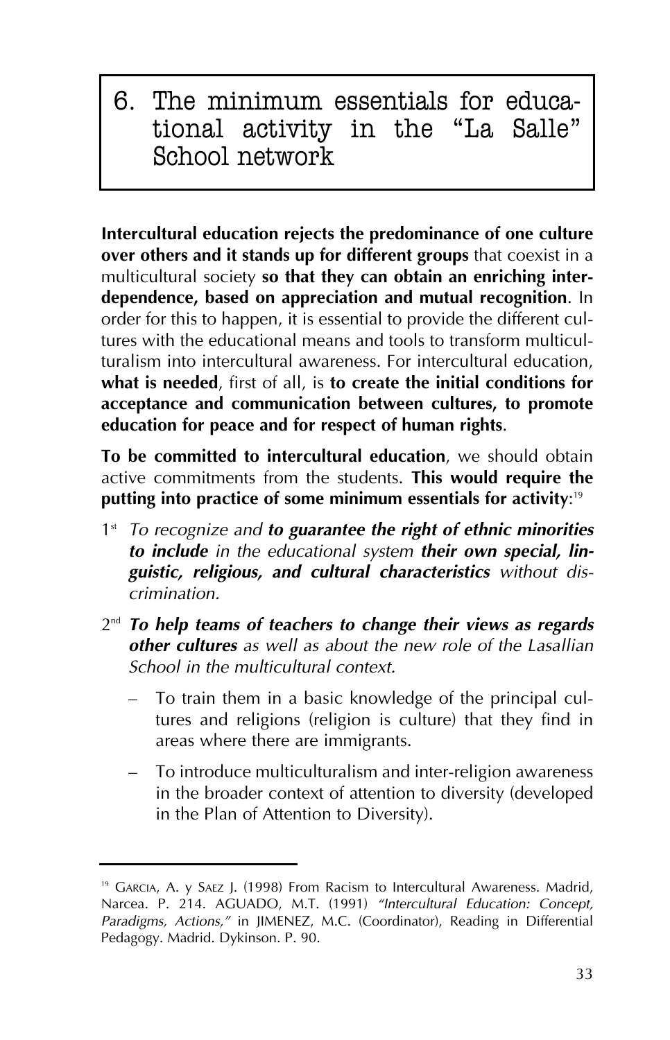# 6. The minimum essentials for educational activity in the "La Salle" School network

**Intercultural education rejects the predominance of one culture over others and it stands up for different groups** that coexist in a multicultural society **so that they can obtain an enriching interdependence, based on appreciation and mutual recognition**. In order for this to happen, it is essential to provide the different cultures with the educational means and tools to transform multiculturalism into intercultural awareness. For intercultural education, **what is needed**, first of all, is **to create the initial conditions for acceptance and communication between cultures, to promote education for peace and for respect of human rights**.

**To be committed to intercultural education**, we should obtain active commitments from the students. **This would require the putting into practice of some minimum essentials for activity**:[19]

1st *To recognize and* ***to guarantee the right of ethnic minorities to include*** *in the educational system* ***their own special, linguistic, religious, and cultural characteristics*** *without discrimination.*

2nd ***To help teams of teachers to change their views as regards other cultures*** *as well as about the new role of the Lasallian School in the multicultural context.*

- To train them in a basic knowledge of the principal cultures and religions (religion is culture) that they find in areas where there are immigrants.
- To introduce multiculturalism and inter-religion awareness in the broader context of attention to diversity (developed in the Plan of Attention to Diversity).

---

[19] GARCIA, A. y SAEZ J. (1998) From Racism to Intercultural Awareness. Madrid, Narcea. P. 214. AGUADO, M.T. (1991) *"Intercultural Education: Concept, Paradigms, Actions,"* in JIMENEZ, M.C. (Coordinator), Reading in Differential Pedagogy. Madrid. Dykinson. P. 90.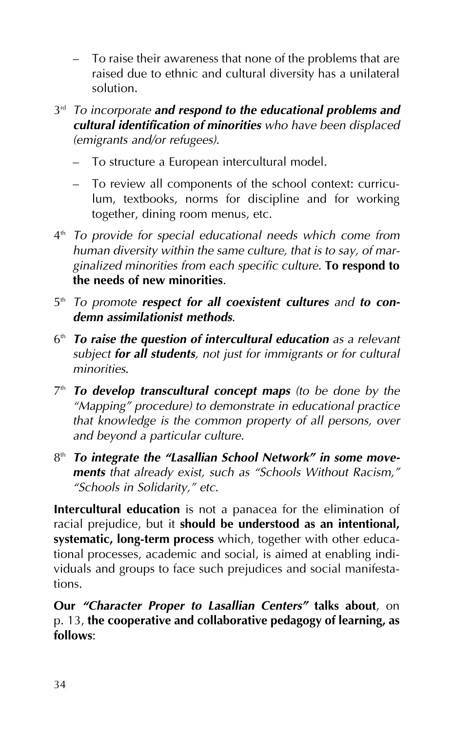– To raise their awareness that none of the problems that are raised due to ethnic and cultural diversity has a unilateral solution.

3rd *To incorporate **and respond to the educational problems and cultural identification of minorities** who have been displaced (emigrants and/or refugees).*

– To structure a European intercultural model.

– To review all components of the school context: curriculum, textbooks, norms for discipline and for working together, dining room menus, etc.

4th *To provide for special educational needs which come from human diversity within the same culture, that is to say, of marginalized minorities from each specific culture.* **To respond to the needs of new minorities**.

5th *To promote **respect for all coexistent cultures** and **to condemn assimilationist methods**.*

6th ***To raise the question of intercultural education** as a relevant subject **for all students**, not just for immigrants or for cultural minorities.*

7th ***To develop transcultural concept maps** (to be done by the "Mapping" procedure) to demonstrate in educational practice that knowledge is the common property of all persons, over and beyond a particular culture.*

8th ***To integrate the "Lasallian School Network" in some movements** that already exist, such as "Schools Without Racism," "Schools in Solidarity," etc.*

**Intercultural education** is not a panacea for the elimination of racial prejudice, but it **should be understood as an intentional, systematic, long-term process** which, together with other educational processes, academic and social, is aimed at enabling individuals and groups to face such prejudices and social manifestations.

**Our *"Character Proper to Lasallian Centers"* talks about**, on p. 13, **the cooperative and collaborative pedagogy of learning, as follows**: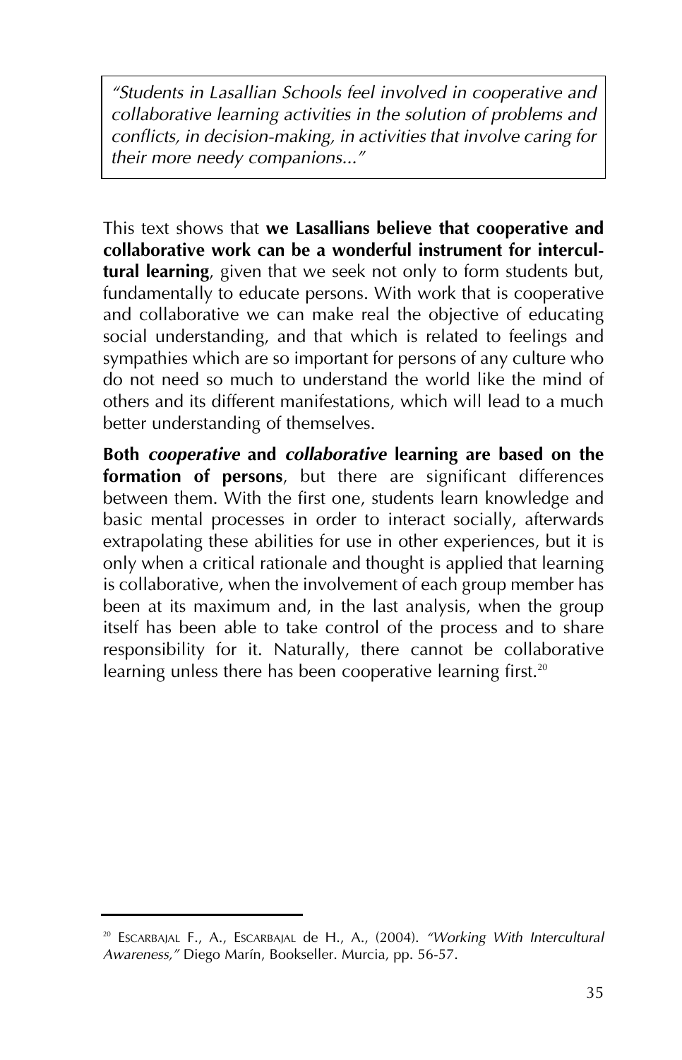> *"Students in Lasallian Schools feel involved in cooperative and collaborative learning activities in the solution of problems and conflicts, in decision-making, in activities that involve caring for their more needy companions..."*

This text shows that **we Lasallians believe that cooperative and collaborative work can be a wonderful instrument for intercultural learning**, given that we seek not only to form students but, fundamentally to educate persons. With work that is cooperative and collaborative we can make real the objective of educating social understanding, and that which is related to feelings and sympathies which are so important for persons of any culture who do not need so much to understand the world like the mind of others and its different manifestations, which will lead to a much better understanding of themselves.

**Both *cooperative* and *collaborative* learning are based on the formation of persons**, but there are significant differences between them. With the first one, students learn knowledge and basic mental processes in order to interact socially, afterwards extrapolating these abilities for use in other experiences, but it is only when a critical rationale and thought is applied that learning is collaborative, when the involvement of each group member has been at its maximum and, in the last analysis, when the group itself has been able to take control of the process and to share responsibility for it. Naturally, there cannot be collaborative learning unless there has been cooperative learning first.[20]

---

[20] ESCARBAJAL F., A., ESCARBAJAL de H., A., (2004). *"Working With Intercultural Awareness,"* Diego Marín, Bookseller. Murcia, pp. 56-57.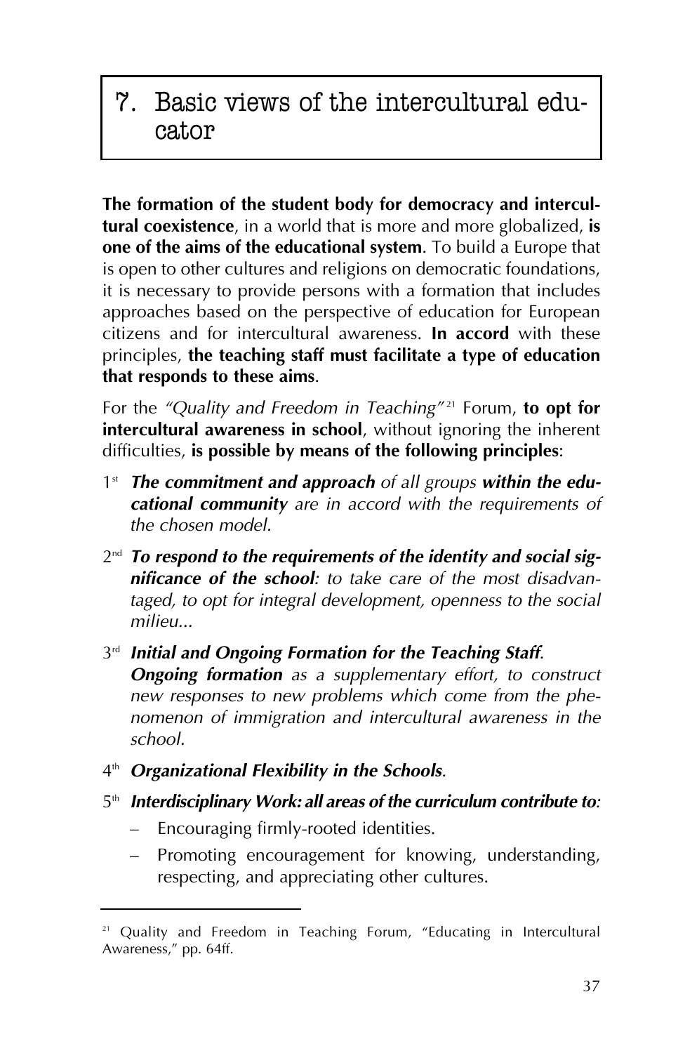# 7. Basic views of the intercultural educator

**The formation of the student body for democracy and intercultural coexistence**, in a world that is more and more globalized, **is one of the aims of the educational system**. To build a Europe that is open to other cultures and religions on democratic foundations, it is necessary to provide persons with a formation that includes approaches based on the perspective of education for European citizens and for intercultural awareness. **In accord** with these principles, **the teaching staff must facilitate a type of education that responds to these aims**.

For the *"Quality and Freedom in Teaching"*[21] Forum, **to opt for intercultural awareness in school**, without ignoring the inherent difficulties, **is possible by means of the following principles**:

1st ***The commitment and approach*** *of all groups* ***within the educational community*** *are in accord with the requirements of the chosen model.*

2nd ***To respond to the requirements of the identity and social significance of the school****: to take care of the most disadvantaged, to opt for integral development, openness to the social milieu...*

3rd ***Initial and Ongoing Formation for the Teaching Staff****.*
***Ongoing formation*** *as a supplementary effort, to construct new responses to new problems which come from the phenomenon of immigration and intercultural awareness in the school.*

4th ***Organizational Flexibility in the Schools****.*

5th ***Interdisciplinary Work: all areas of the curriculum contribute to****:*

- Encouraging firmly-rooted identities.
- Promoting encouragement for knowing, understanding, respecting, and appreciating other cultures.

---

[21] Quality and Freedom in Teaching Forum, "Educating in Intercultural Awareness," pp. 64ff.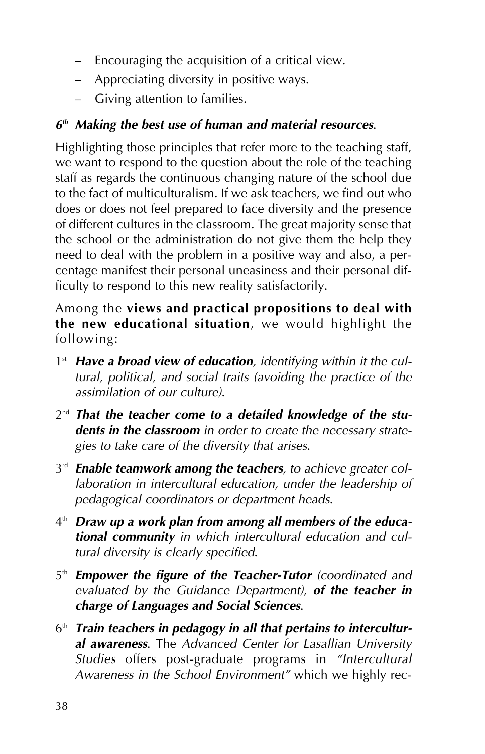– Encouraging the acquisition of a critical view.
– Appreciating diversity in positive ways.
– Giving attention to families.

***6th Making the best use of human and material resources.***

Highlighting those principles that refer more to the teaching staff, we want to respond to the question about the role of the teaching staff as regards the continuous changing nature of the school due to the fact of multiculturalism. If we ask teachers, we find out who does or does not feel prepared to face diversity and the presence of different cultures in the classroom. The great majority sense that the school or the administration do not give them the help they need to deal with the problem in a positive way and also, a percentage manifest their personal uneasiness and their personal difficulty to respond to this new reality satisfactorily.

Among the **views and practical propositions to deal with the new educational situation**, we would highlight the following:

1st ***Have a broad view of education****, identifying within it the cultural, political, and social traits (avoiding the practice of the assimilation of our culture).*

2nd ***That the teacher come to a detailed knowledge of the students in the classroom*** *in order to create the necessary strategies to take care of the diversity that arises.*

3rd ***Enable teamwork among the teachers****, to achieve greater collaboration in intercultural education, under the leadership of pedagogical coordinators or department heads.*

4th ***Draw up a work plan from among all members of the educational community*** *in which intercultural education and cultural diversity is clearly specified.*

5th ***Empower the figure of the Teacher-Tutor*** *(coordinated and evaluated by the Guidance Department),* ***of the teacher in charge of Languages and Social Sciences****.*

6th ***Train teachers in pedagogy in all that pertains to intercultural awareness****.* The *Advanced Center for Lasallian University Studies* offers post-graduate programs in *"Intercultural Awareness in the School Environment"* which we highly rec-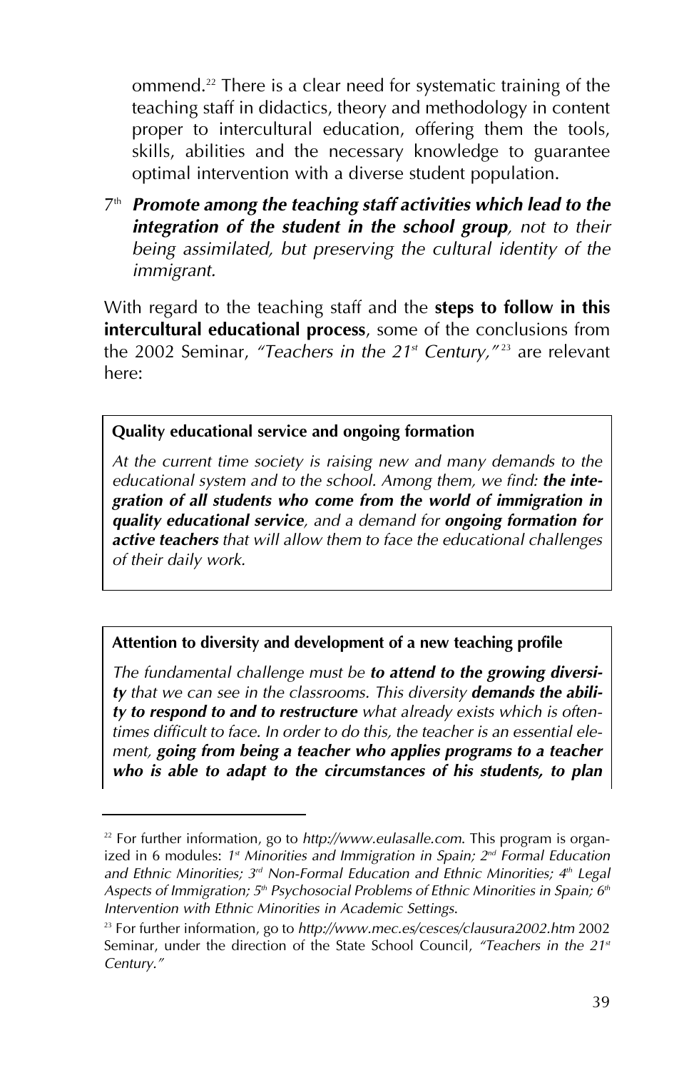ommend.[22] There is a clear need for systematic training of the teaching staff in didactics, theory and methodology in content proper to intercultural education, offering them the tools, skills, abilities and the necessary knowledge to guarantee optimal intervention with a diverse student population.

7th ***Promote among the teaching staff activities which lead to the integration of the student in the school group****, not to their being assimilated, but preserving the cultural identity of the immigrant.*

With regard to the teaching staff and the **steps to follow in this intercultural educational process**, some of the conclusions from the 2002 Seminar, *"Teachers in the 21st Century,"*[23] are relevant here:

> **Quality educational service and ongoing formation**
>
> *At the current time society is raising new and many demands to the educational system and to the school. Among them, we find:* ***the integration of all students who come from the world of immigration in quality educational service****, and a demand for* ***ongoing formation for active teachers*** *that will allow them to face the educational challenges of their daily work.*

> **Attention to diversity and development of a new teaching profile**
>
> *The fundamental challenge must be* ***to attend to the growing diversity*** *that we can see in the classrooms. This diversity* ***demands the ability to respond to and to restructure*** *what already exists which is oftentimes difficult to face. In order to do this, the teacher is an essential element,* ***going from being a teacher who applies programs to a teacher who is able to adapt to the circumstances of his students, to plan***

---

[22] For further information, go to *http://www.eulasalle.com*. This program is organized in 6 modules: *1st Minorities and Immigration in Spain; 2nd Formal Education and Ethnic Minorities; 3rd Non-Formal Education and Ethnic Minorities; 4th Legal Aspects of Immigration; 5th Psychosocial Problems of Ethnic Minorities in Spain; 6th Intervention with Ethnic Minorities in Academic Settings.*

[23] For further information, go to *http://www.mec.es/cesces/clausura2002.htm* 2002 Seminar, under the direction of the State School Council, *"Teachers in the 21st Century."*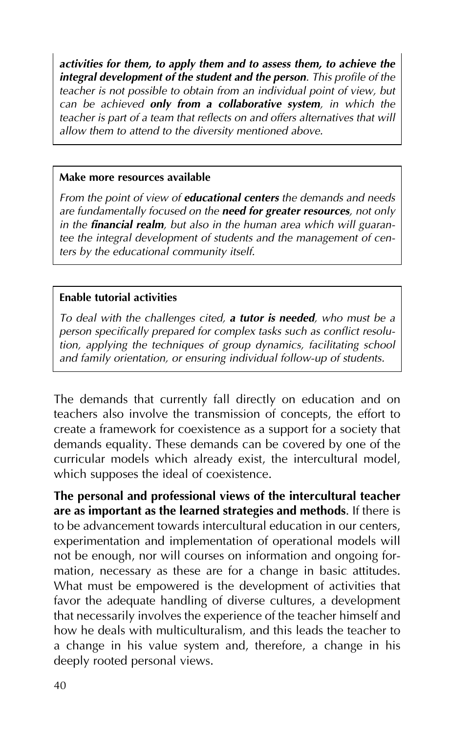***activities for them, to apply them and to assess them, to achieve the integral development of the student and the person****. This profile of the teacher is not possible to obtain from an individual point of view, but can be achieved* ***only from a collaborative system****, in which the teacher is part of a team that reflects on and offers alternatives that will allow them to attend to the diversity mentioned above.*

**Make more resources available**

*From the point of view of* ***educational centers*** *the demands and needs are fundamentally focused on the* ***need for greater resources****, not only in the* ***financial realm****, but also in the human area which will guarantee the integral development of students and the management of centers by the educational community itself.*

**Enable tutorial activities**

*To deal with the challenges cited,* ***a tutor is needed****, who must be a person specifically prepared for complex tasks such as conflict resolution, applying the techniques of group dynamics, facilitating school and family orientation, or ensuring individual follow-up of students.*

The demands that currently fall directly on education and on teachers also involve the transmission of concepts, the effort to create a framework for coexistence as a support for a society that demands equality. These demands can be covered by one of the curricular models which already exist, the intercultural model, which supposes the ideal of coexistence.

**The personal and professional views of the intercultural teacher are as important as the learned strategies and methods**. If there is to be advancement towards intercultural education in our centers, experimentation and implementation of operational models will not be enough, nor will courses on information and ongoing formation, necessary as these are for a change in basic attitudes. What must be empowered is the development of activities that favor the adequate handling of diverse cultures, a development that necessarily involves the experience of the teacher himself and how he deals with multiculturalism, and this leads the teacher to a change in his value system and, therefore, a change in his deeply rooted personal views.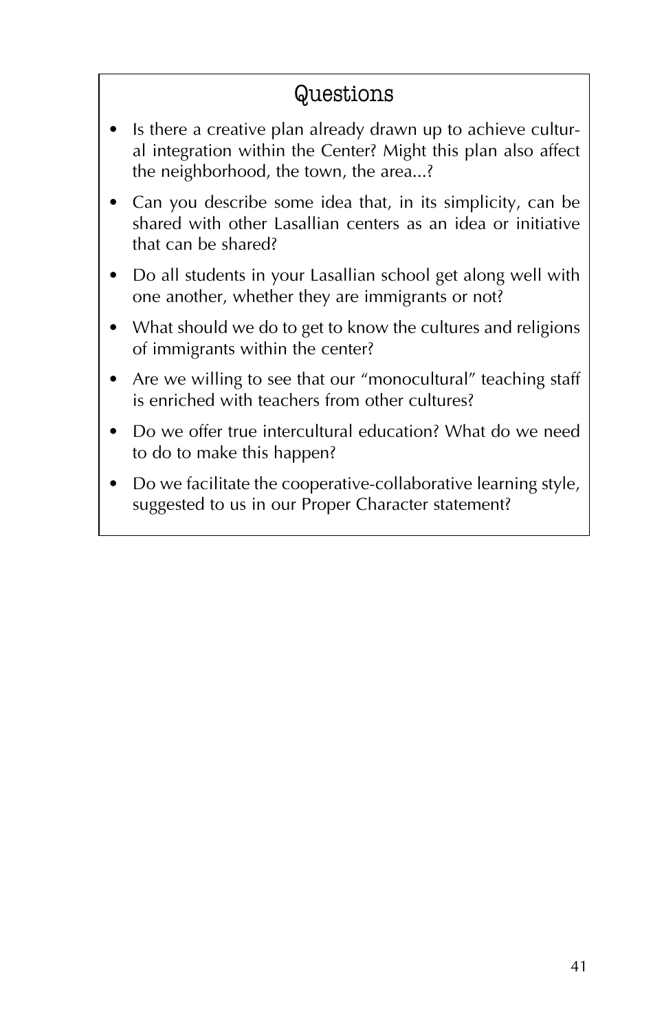## Questions

- Is there a creative plan already drawn up to achieve cultural integration within the Center? Might this plan also affect the neighborhood, the town, the area...?
- Can you describe some idea that, in its simplicity, can be shared with other Lasallian centers as an idea or initiative that can be shared?
- Do all students in your Lasallian school get along well with one another, whether they are immigrants or not?
- What should we do to get to know the cultures and religions of immigrants within the center?
- Are we willing to see that our "monocultural" teaching staff is enriched with teachers from other cultures?
- Do we offer true intercultural education? What do we need to do to make this happen?
- Do we facilitate the cooperative-collaborative learning style, suggested to us in our Proper Character statement?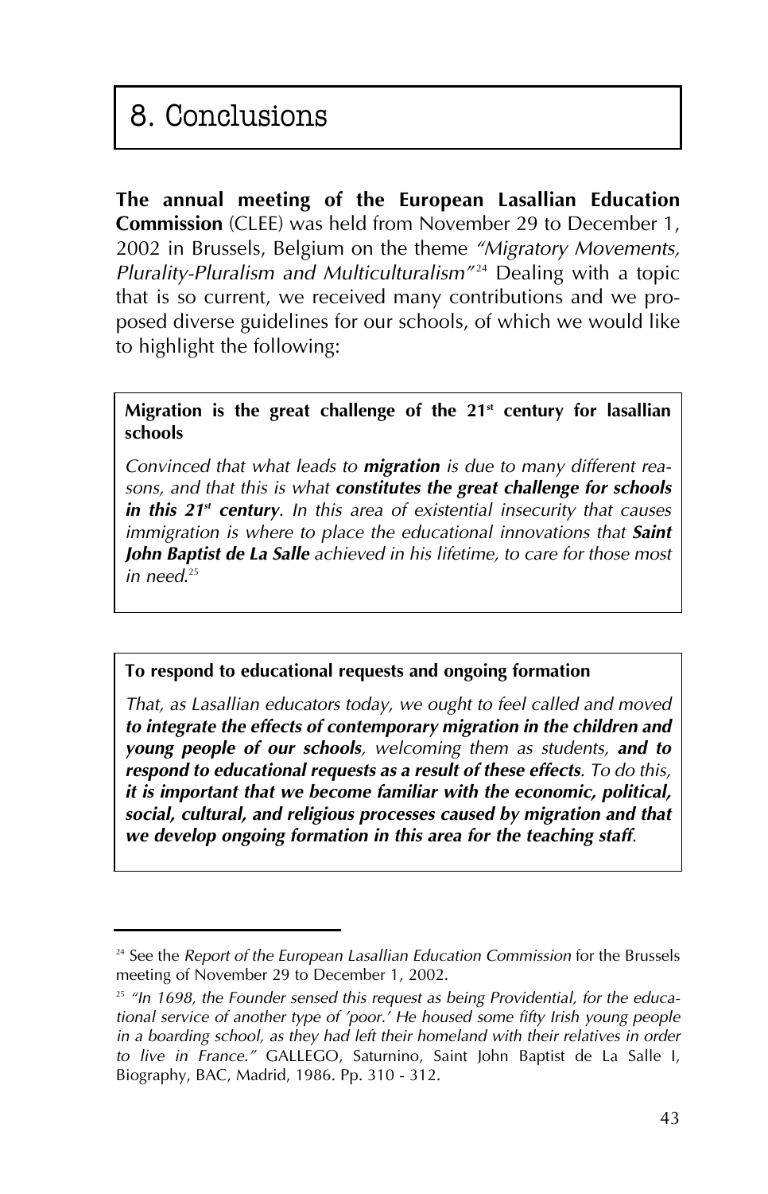# 8. Conclusions

**The annual meeting of the European Lasallian Education Commission** (CLEE) was held from November 29 to December 1, 2002 in Brussels, Belgium on the theme *"Migratory Movements, Plurality-Pluralism and Multiculturalism"*[24] Dealing with a topic that is so current, we received many contributions and we proposed diverse guidelines for our schools, of which we would like to highlight the following:

**Migration is the great challenge of the 21st century for lasallian schools**

*Convinced that what leads to **migration** is due to many different reasons, and that this is what **constitutes the great challenge for schools in this 21st century**. In this area of existential insecurity that causes immigration is where to place the educational innovations that **Saint John Baptist de La Salle** achieved in his lifetime, to care for those most in need.*[25]

**To respond to educational requests and ongoing formation**

*That, as Lasallian educators today, we ought to feel called and moved **to integrate the effects of contemporary migration in the children and young people of our schools**, welcoming them as students, **and to respond to educational requests as a result of these effects**. To do this, **it is important that we become familiar with the economic, political, social, cultural, and religious processes caused by migration and that we develop ongoing formation in this area for the teaching staff**.*

---

[24] See the *Report of the European Lasallian Education Commission* for the Brussels meeting of November 29 to December 1, 2002.

[25] *"In 1698, the Founder sensed this request as being Providential, for the educational service of another type of 'poor.' He housed some fifty Irish young people in a boarding school, as they had left their homeland with their relatives in order to live in France."* GALLEGO, Saturnino, Saint John Baptist de La Salle I, Biography, BAC, Madrid, 1986. Pp. 310 - 312.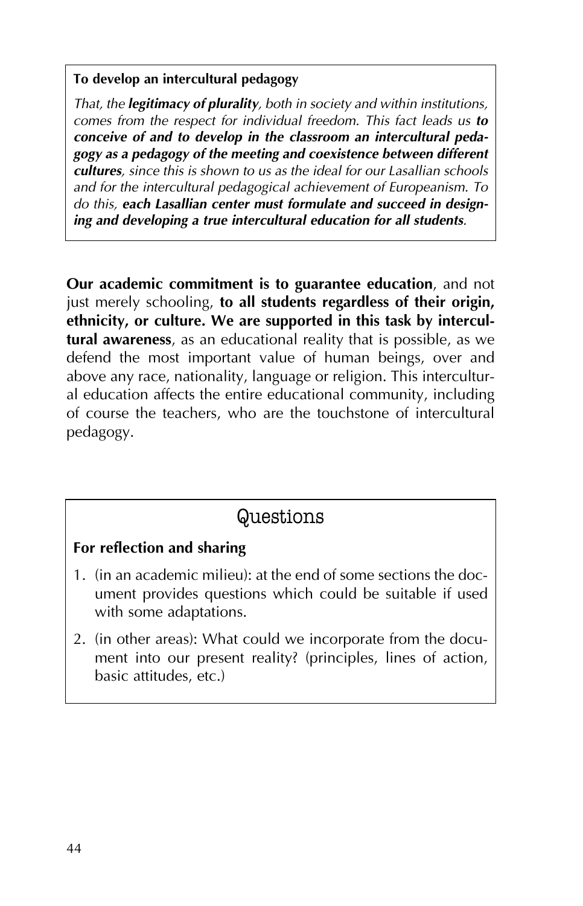**To develop an intercultural pedagogy**

*That, the **legitimacy of plurality**, both in society and within institutions, comes from the respect for individual freedom. This fact leads us **to conceive of and to develop in the classroom an intercultural pedagogy as a pedagogy of the meeting and coexistence between different cultures**, since this is shown to us as the ideal for our Lasallian schools and for the intercultural pedagogical achievement of Europeanism. To do this, **each Lasallian center must formulate and succeed in designing and developing a true intercultural education for all students**.*

**Our academic commitment is to guarantee education**, and not just merely schooling, **to all students regardless of their origin, ethnicity, or culture. We are supported in this task by intercultural awareness**, as an educational reality that is possible, as we defend the most important value of human beings, over and above any race, nationality, language or religion. This intercultural education affects the entire educational community, including of course the teachers, who are the touchstone of intercultural pedagogy.

## Questions

**For reflection and sharing**

1. (in an academic milieu): at the end of some sections the document provides questions which could be suitable if used with some adaptations.
2. (in other areas): What could we incorporate from the document into our present reality? (principles, lines of action, basic attitudes, etc.)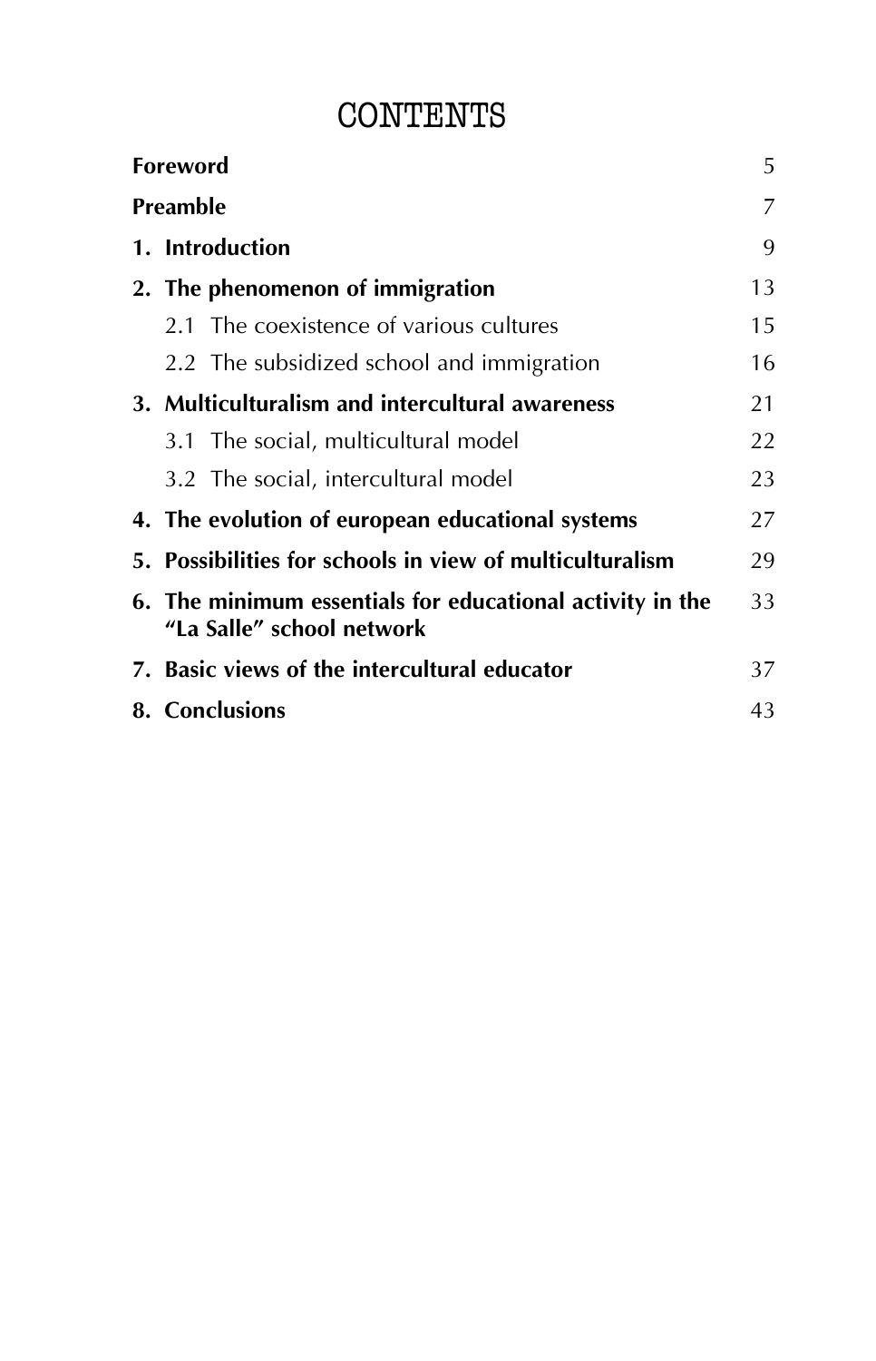# CONTENTS

| | |
|---|---|
| **Foreword** | 5 |
| **Preamble** | 7 |
| **1. Introduction** | 9 |
| **2. The phenomenon of immigration** | 13 |
| 2.1 The coexistence of various cultures | 15 |
| 2.2 The subsidized school and immigration | 16 |
| **3. Multiculturalism and intercultural awareness** | 21 |
| 3.1 The social, multicultural model | 22 |
| 3.2 The social, intercultural model | 23 |
| **4. The evolution of european educational systems** | 27 |
| **5. Possibilities for schools in view of multiculturalism** | 29 |
| **6. The minimum essentials for educational activity in the "La Salle" school network** | 33 |
| **7. Basic views of the intercultural educator** | 37 |
| **8. Conclusions** | 43 |